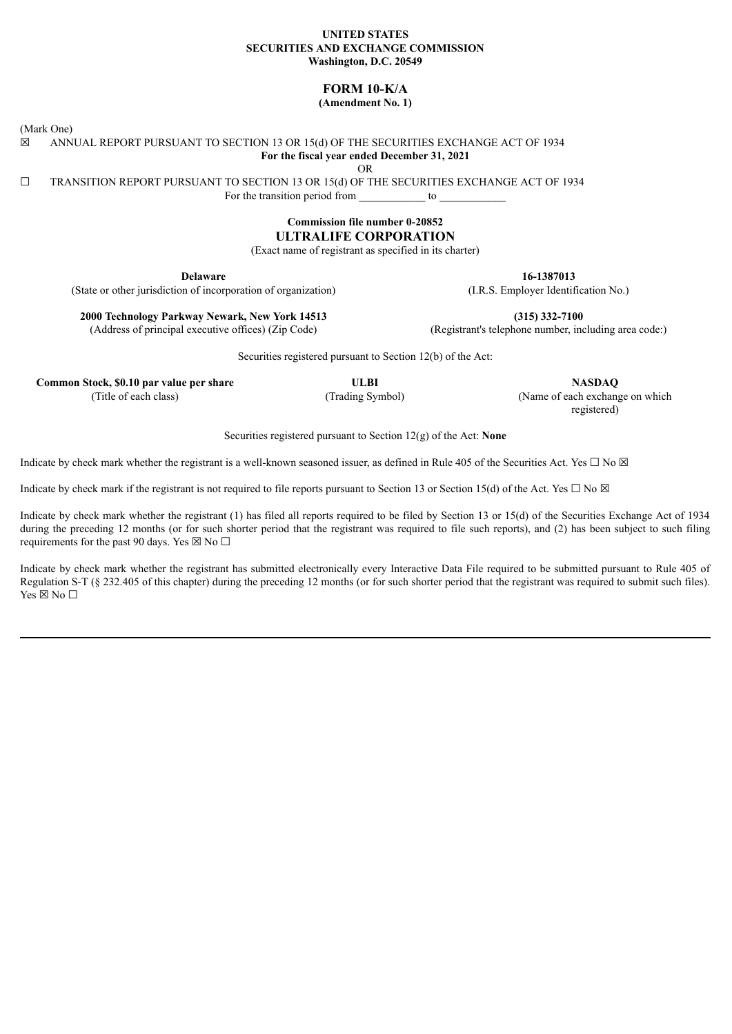**UNITED STATES**
**SECURITIES AND EXCHANGE COMMISSION**
**Washington, D.C. 20549**

# FORM 10-K/A

**(Amendment No. 1)**

(Mark One)

☒ ANNUAL REPORT PURSUANT TO SECTION 13 OR 15(d) OF THE SECURITIES EXCHANGE ACT OF 1934

**For the fiscal year ended December 31, 2021**

OR

☐ TRANSITION REPORT PURSUANT TO SECTION 13 OR 15(d) OF THE SECURITIES EXCHANGE ACT OF 1934

For the transition period from ____________ to ____________

**Commission file number 0-20852**

## ULTRALIFE CORPORATION

(Exact name of registrant as specified in its charter)

| | |
|---|---|
| **Delaware** | **16-1387013** |
| (State or other jurisdiction of incorporation of organization) | (I.R.S. Employer Identification No.) |
| **2000 Technology Parkway Newark, New York 14513** | **(315) 332-7100** |
| (Address of principal executive offices) (Zip Code) | (Registrant's telephone number, including area code:) |

Securities registered pursuant to Section 12(b) of the Act:

| | | |
|---|---|---|
| **Common Stock, $0.10 par value per share** | **ULBI** | **NASDAQ** |
| (Title of each class) | (Trading Symbol) | (Name of each exchange on which registered) |

Securities registered pursuant to Section 12(g) of the Act: **None**

Indicate by check mark whether the registrant is a well-known seasoned issuer, as defined in Rule 405 of the Securities Act. Yes ☐ No ☒

Indicate by check mark if the registrant is not required to file reports pursuant to Section 13 or Section 15(d) of the Act. Yes ☐ No ☒

Indicate by check mark whether the registrant (1) has filed all reports required to be filed by Section 13 or 15(d) of the Securities Exchange Act of 1934 during the preceding 12 months (or for such shorter period that the registrant was required to file such reports), and (2) has been subject to such filing requirements for the past 90 days. Yes ☒ No ☐

Indicate by check mark whether the registrant has submitted electronically every Interactive Data File required to be submitted pursuant to Rule 405 of Regulation S-T (§ 232.405 of this chapter) during the preceding 12 months (or for such shorter period that the registrant was required to submit such files). Yes ☒ No ☐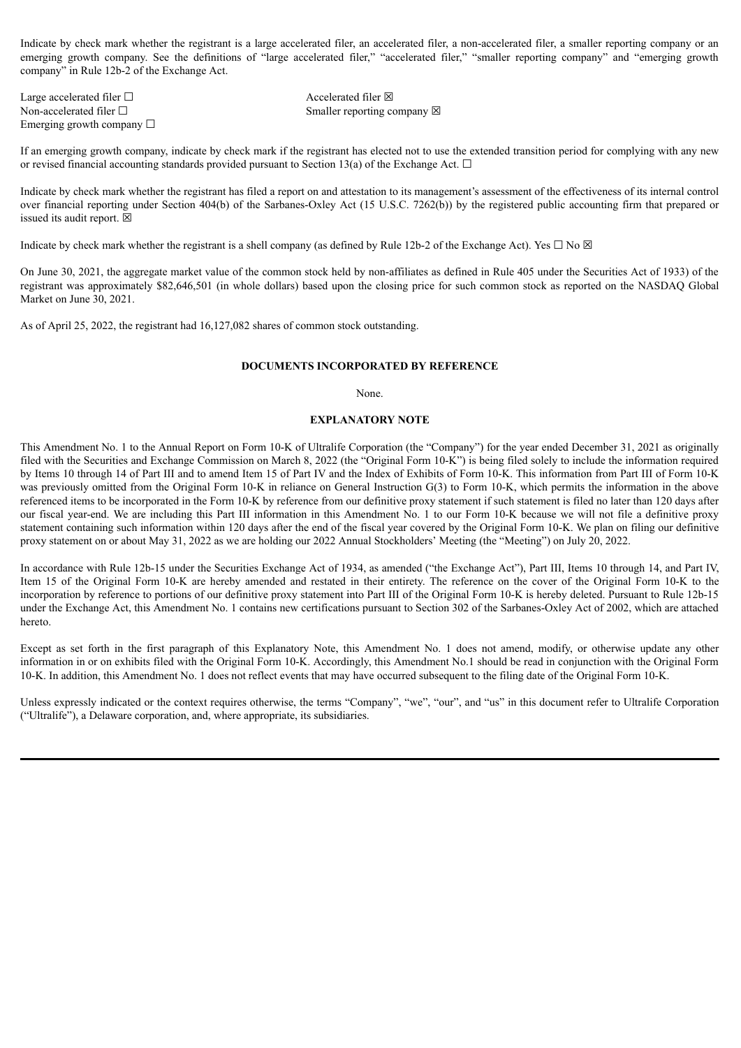Indicate by check mark whether the registrant is a large accelerated filer, an accelerated filer, a non-accelerated filer, a smaller reporting company or an emerging growth company. See the definitions of "large accelerated filer," "accelerated filer," "smaller reporting company" and "emerging growth company" in Rule 12b-2 of the Exchange Act.

Large accelerated filer ☐ Accelerated filer ☒
Non-accelerated filer ☐ Smaller reporting company ☒
Emerging growth company ☐

If an emerging growth company, indicate by check mark if the registrant has elected not to use the extended transition period for complying with any new or revised financial accounting standards provided pursuant to Section 13(a) of the Exchange Act. ☐

Indicate by check mark whether the registrant has filed a report on and attestation to its management's assessment of the effectiveness of its internal control over financial reporting under Section 404(b) of the Sarbanes-Oxley Act (15 U.S.C. 7262(b)) by the registered public accounting firm that prepared or issued its audit report. ☒

Indicate by check mark whether the registrant is a shell company (as defined by Rule 12b-2 of the Exchange Act). Yes ☐ No ☒

On June 30, 2021, the aggregate market value of the common stock held by non-affiliates as defined in Rule 405 under the Securities Act of 1933) of the registrant was approximately $82,646,501 (in whole dollars) based upon the closing price for such common stock as reported on the NASDAQ Global Market on June 30, 2021.

As of April 25, 2022, the registrant had 16,127,082 shares of common stock outstanding.

**DOCUMENTS INCORPORATED BY REFERENCE**

None.

**EXPLANATORY NOTE**

This Amendment No. 1 to the Annual Report on Form 10-K of Ultralife Corporation (the "Company") for the year ended December 31, 2021 as originally filed with the Securities and Exchange Commission on March 8, 2022 (the "Original Form 10-K") is being filed solely to include the information required by Items 10 through 14 of Part III and to amend Item 15 of Part IV and the Index of Exhibits of Form 10-K. This information from Part III of Form 10-K was previously omitted from the Original Form 10-K in reliance on General Instruction G(3) to Form 10-K, which permits the information in the above referenced items to be incorporated in the Form 10-K by reference from our definitive proxy statement if such statement is filed no later than 120 days after our fiscal year-end. We are including this Part III information in this Amendment No. 1 to our Form 10-K because we will not file a definitive proxy statement containing such information within 120 days after the end of the fiscal year covered by the Original Form 10-K. We plan on filing our definitive proxy statement on or about May 31, 2022 as we are holding our 2022 Annual Stockholders' Meeting (the "Meeting") on July 20, 2022.

In accordance with Rule 12b-15 under the Securities Exchange Act of 1934, as amended ("the Exchange Act"), Part III, Items 10 through 14, and Part IV, Item 15 of the Original Form 10-K are hereby amended and restated in their entirety. The reference on the cover of the Original Form 10-K to the incorporation by reference to portions of our definitive proxy statement into Part III of the Original Form 10-K is hereby deleted. Pursuant to Rule 12b-15 under the Exchange Act, this Amendment No. 1 contains new certifications pursuant to Section 302 of the Sarbanes-Oxley Act of 2002, which are attached hereto.

Except as set forth in the first paragraph of this Explanatory Note, this Amendment No. 1 does not amend, modify, or otherwise update any other information in or on exhibits filed with the Original Form 10-K. Accordingly, this Amendment No.1 should be read in conjunction with the Original Form 10-K. In addition, this Amendment No. 1 does not reflect events that may have occurred subsequent to the filing date of the Original Form 10-K.

Unless expressly indicated or the context requires otherwise, the terms "Company", "we", "our", and "us" in this document refer to Ultralife Corporation ("Ultralife"), a Delaware corporation, and, where appropriate, its subsidiaries.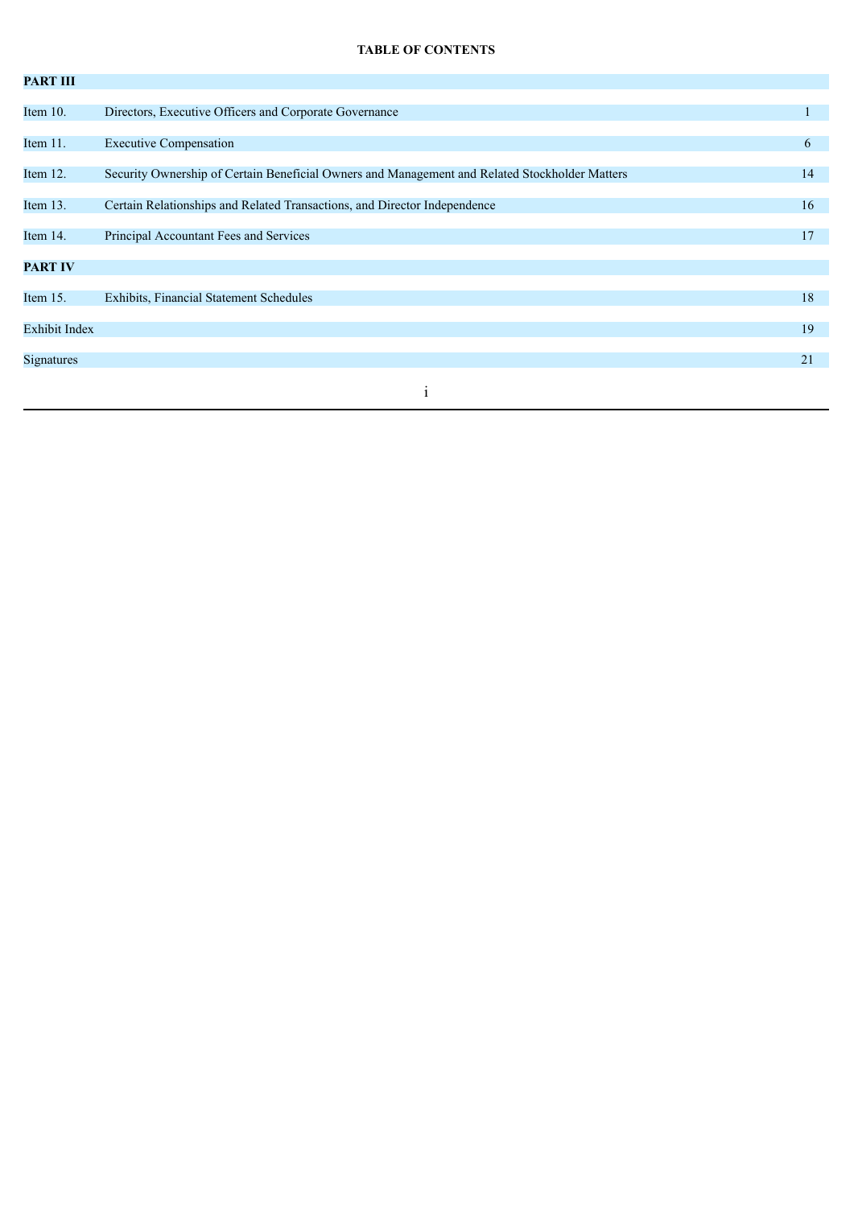**TABLE OF CONTENTS**

| | | |
|---|---|---|
| **PART III** | | |
| Item 10. | Directors, Executive Officers and Corporate Governance | 1 |
| Item 11. | Executive Compensation | 6 |
| Item 12. | Security Ownership of Certain Beneficial Owners and Management and Related Stockholder Matters | 14 |
| Item 13. | Certain Relationships and Related Transactions, and Director Independence | 16 |
| Item 14. | Principal Accountant Fees and Services | 17 |
| **PART IV** | | |
| Item 15. | Exhibits, Financial Statement Schedules | 18 |
| Exhibit Index | | 19 |
| Signatures | | 21 |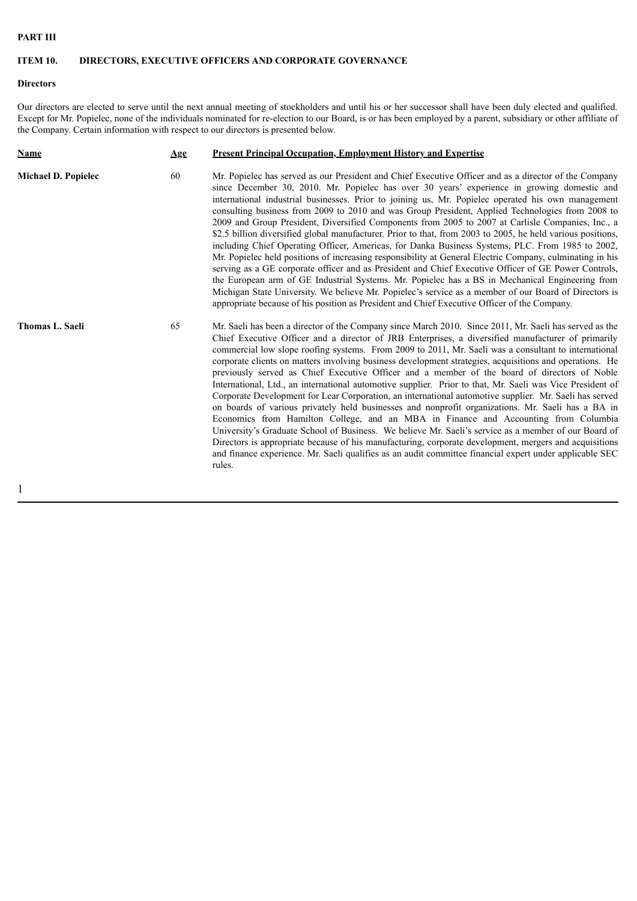**PART III**

## ITEM 10. DIRECTORS, EXECUTIVE OFFICERS AND CORPORATE GOVERNANCE

**Directors**

Our directors are elected to serve until the next annual meeting of stockholders and until his or her successor shall have been duly elected and qualified. Except for Mr. Popielec, none of the individuals nominated for re-election to our Board, is or has been employed by a parent, subsidiary or other affiliate of the Company. Certain information with respect to our directors is presented below.

| Name | Age | Present Principal Occupation, Employment History and Expertise |
|---|---|---|
| **Michael D. Popielec** | 60 | Mr. Popielec has served as our President and Chief Executive Officer and as a director of the Company since December 30, 2010. Mr. Popielec has over 30 years' experience in growing domestic and international industrial businesses. Prior to joining us, Mr. Popielec operated his own management consulting business from 2009 to 2010 and was Group President, Applied Technologies from 2008 to 2009 and Group President, Diversified Components from 2005 to 2007 at Carlisle Companies, Inc., a $2.5 billion diversified global manufacturer. Prior to that, from 2003 to 2005, he held various positions, including Chief Operating Officer, Americas, for Danka Business Systems, PLC. From 1985 to 2002, Mr. Popielec held positions of increasing responsibility at General Electric Company, culminating in his serving as a GE corporate officer and as President and Chief Executive Officer of GE Power Controls, the European arm of GE Industrial Systems. Mr. Popielec has a BS in Mechanical Engineering from Michigan State University. We believe Mr. Popielec's service as a member of our Board of Directors is appropriate because of his position as President and Chief Executive Officer of the Company. |
| **Thomas L. Saeli** | 65 | Mr. Saeli has been a director of the Company since March 2010. Since 2011, Mr. Saeli has served as the Chief Executive Officer and a director of JRB Enterprises, a diversified manufacturer of primarily commercial low slope roofing systems. From 2009 to 2011, Mr. Saeli was a consultant to international corporate clients on matters involving business development strategies, acquisitions and operations. He previously served as Chief Executive Officer and a member of the board of directors of Noble International, Ltd., an international automotive supplier. Prior to that, Mr. Saeli was Vice President of Corporate Development for Lear Corporation, an international automotive supplier. Mr. Saeli has served on boards of various privately held businesses and nonprofit organizations. Mr. Saeli has a BA in Economics from Hamilton College, and an MBA in Finance and Accounting from Columbia University's Graduate School of Business. We believe Mr. Saeli's service as a member of our Board of Directors is appropriate because of his manufacturing, corporate development, mergers and acquisitions and finance experience. Mr. Saeli qualifies as an audit committee financial expert under applicable SEC rules. |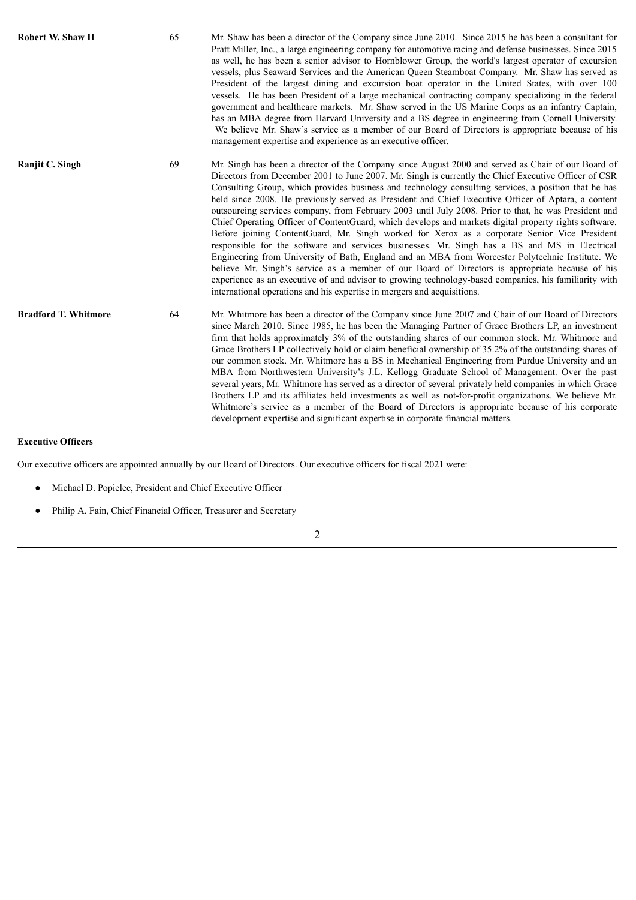| | | |
|---|---|---|
| **Robert W. Shaw II** | 65 | Mr. Shaw has been a director of the Company since June 2010. Since 2015 he has been a consultant for Pratt Miller, Inc., a large engineering company for automotive racing and defense businesses. Since 2015 as well, he has been a senior advisor to Hornblower Group, the world's largest operator of excursion vessels, plus Seaward Services and the American Queen Steamboat Company. Mr. Shaw has served as President of the largest dining and excursion boat operator in the United States, with over 100 vessels. He has been President of a large mechanical contracting company specializing in the federal government and healthcare markets. Mr. Shaw served in the US Marine Corps as an infantry Captain, has an MBA degree from Harvard University and a BS degree in engineering from Cornell University. We believe Mr. Shaw's service as a member of our Board of Directors is appropriate because of his management expertise and experience as an executive officer. |
| **Ranjit C. Singh** | 69 | Mr. Singh has been a director of the Company since August 2000 and served as Chair of our Board of Directors from December 2001 to June 2007. Mr. Singh is currently the Chief Executive Officer of CSR Consulting Group, which provides business and technology consulting services, a position that he has held since 2008. He previously served as President and Chief Executive Officer of Aptara, a content outsourcing services company, from February 2003 until July 2008. Prior to that, he was President and Chief Operating Officer of ContentGuard, which develops and markets digital property rights software. Before joining ContentGuard, Mr. Singh worked for Xerox as a corporate Senior Vice President responsible for the software and services businesses. Mr. Singh has a BS and MS in Electrical Engineering from University of Bath, England and an MBA from Worcester Polytechnic Institute. We believe Mr. Singh's service as a member of our Board of Directors is appropriate because of his experience as an executive of and advisor to growing technology-based companies, his familiarity with international operations and his expertise in mergers and acquisitions. |
| **Bradford T. Whitmore** | 64 | Mr. Whitmore has been a director of the Company since June 2007 and Chair of our Board of Directors since March 2010. Since 1985, he has been the Managing Partner of Grace Brothers LP, an investment firm that holds approximately 3% of the outstanding shares of our common stock. Mr. Whitmore and Grace Brothers LP collectively hold or claim beneficial ownership of 35.2% of the outstanding shares of our common stock. Mr. Whitmore has a BS in Mechanical Engineering from Purdue University and an MBA from Northwestern University's J.L. Kellogg Graduate School of Management. Over the past several years, Mr. Whitmore has served as a director of several privately held companies in which Grace Brothers LP and its affiliates held investments as well as not-for-profit organizations. We believe Mr. Whitmore's service as a member of the Board of Directors is appropriate because of his corporate development expertise and significant expertise in corporate financial matters. |

**Executive Officers**

Our executive officers are appointed annually by our Board of Directors. Our executive officers for fiscal 2021 were:

- Michael D. Popielec, President and Chief Executive Officer
- Philip A. Fain, Chief Financial Officer, Treasurer and Secretary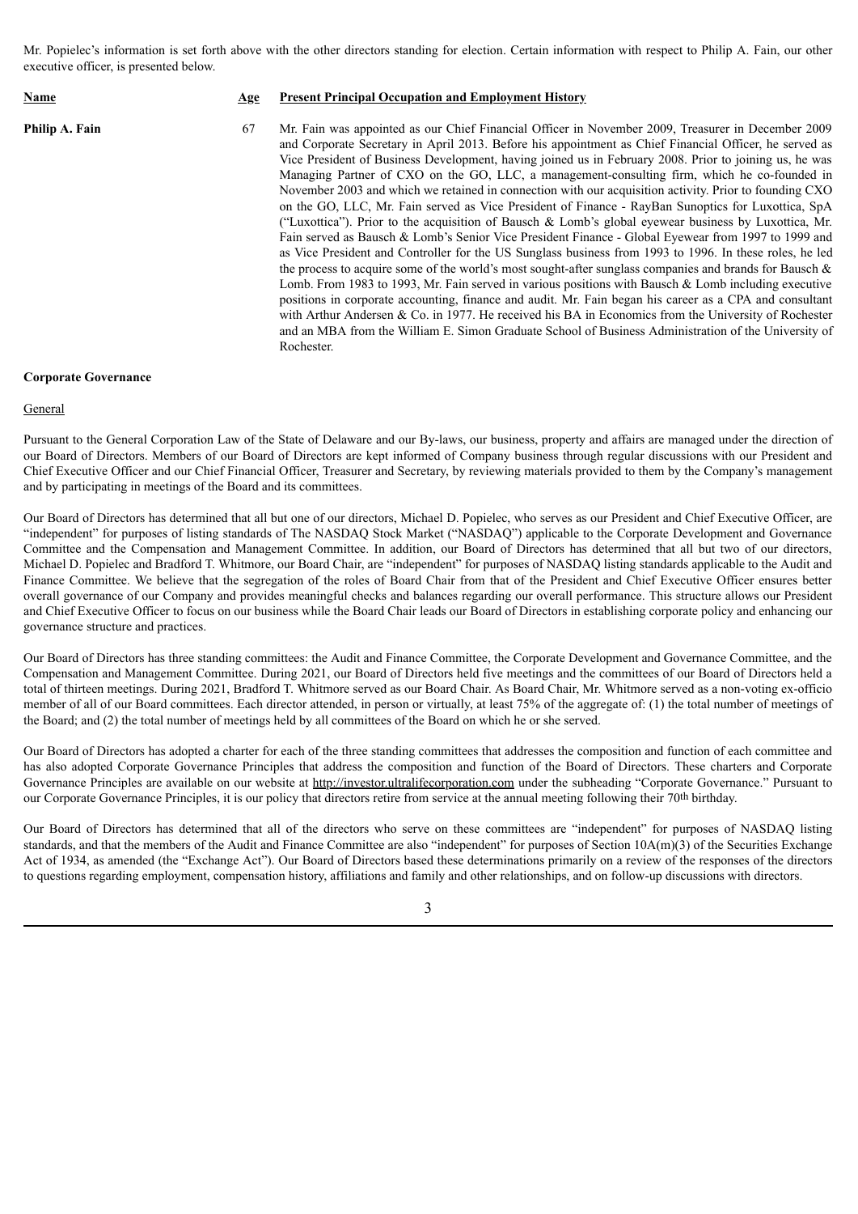Mr. Popielec's information is set forth above with the other directors standing for election. Certain information with respect to Philip A. Fain, our other executive officer, is presented below.

| Name | Age | Present Principal Occupation and Employment History |
| --- | --- | --- |
| **Philip A. Fain** | 67 | Mr. Fain was appointed as our Chief Financial Officer in November 2009, Treasurer in December 2009 and Corporate Secretary in April 2013. Before his appointment as Chief Financial Officer, he served as Vice President of Business Development, having joined us in February 2008. Prior to joining us, he was Managing Partner of CXO on the GO, LLC, a management-consulting firm, which he co-founded in November 2003 and which we retained in connection with our acquisition activity. Prior to founding CXO on the GO, LLC, Mr. Fain served as Vice President of Finance - RayBan Sunoptics for Luxottica, SpA ("Luxottica"). Prior to the acquisition of Bausch & Lomb's global eyewear business by Luxottica, Mr. Fain served as Bausch & Lomb's Senior Vice President Finance - Global Eyewear from 1997 to 1999 and as Vice President and Controller for the US Sunglass business from 1993 to 1996. In these roles, he led the process to acquire some of the world's most sought-after sunglass companies and brands for Bausch & Lomb. From 1983 to 1993, Mr. Fain served in various positions with Bausch & Lomb including executive positions in corporate accounting, finance and audit. Mr. Fain began his career as a CPA and consultant with Arthur Andersen & Co. in 1977. He received his BA in Economics from the University of Rochester and an MBA from the William E. Simon Graduate School of Business Administration of the University of Rochester. |

### Corporate Governance

#### General

Pursuant to the General Corporation Law of the State of Delaware and our By-laws, our business, property and affairs are managed under the direction of our Board of Directors. Members of our Board of Directors are kept informed of Company business through regular discussions with our President and Chief Executive Officer and our Chief Financial Officer, Treasurer and Secretary, by reviewing materials provided to them by the Company's management and by participating in meetings of the Board and its committees.

Our Board of Directors has determined that all but one of our directors, Michael D. Popielec, who serves as our President and Chief Executive Officer, are "independent" for purposes of listing standards of The NASDAQ Stock Market ("NASDAQ") applicable to the Corporate Development and Governance Committee and the Compensation and Management Committee. In addition, our Board of Directors has determined that all but two of our directors, Michael D. Popielec and Bradford T. Whitmore, our Board Chair, are "independent" for purposes of NASDAQ listing standards applicable to the Audit and Finance Committee. We believe that the segregation of the roles of Board Chair from that of the President and Chief Executive Officer ensures better overall governance of our Company and provides meaningful checks and balances regarding our overall performance. This structure allows our President and Chief Executive Officer to focus on our business while the Board Chair leads our Board of Directors in establishing corporate policy and enhancing our governance structure and practices.

Our Board of Directors has three standing committees: the Audit and Finance Committee, the Corporate Development and Governance Committee, and the Compensation and Management Committee. During 2021, our Board of Directors held five meetings and the committees of our Board of Directors held a total of thirteen meetings. During 2021, Bradford T. Whitmore served as our Board Chair. As Board Chair, Mr. Whitmore served as a non-voting ex-officio member of all of our Board committees. Each director attended, in person or virtually, at least 75% of the aggregate of: (1) the total number of meetings of the Board; and (2) the total number of meetings held by all committees of the Board on which he or she served.

Our Board of Directors has adopted a charter for each of the three standing committees that addresses the composition and function of each committee and has also adopted Corporate Governance Principles that address the composition and function of the Board of Directors. These charters and Corporate Governance Principles are available on our website at http://investor.ultralifecorporation.com under the subheading "Corporate Governance." Pursuant to our Corporate Governance Principles, it is our policy that directors retire from service at the annual meeting following their 70th birthday.

Our Board of Directors has determined that all of the directors who serve on these committees are "independent" for purposes of NASDAQ listing standards, and that the members of the Audit and Finance Committee are also "independent" for purposes of Section 10A(m)(3) of the Securities Exchange Act of 1934, as amended (the "Exchange Act"). Our Board of Directors based these determinations primarily on a review of the responses of the directors to questions regarding employment, compensation history, affiliations and family and other relationships, and on follow-up discussions with directors.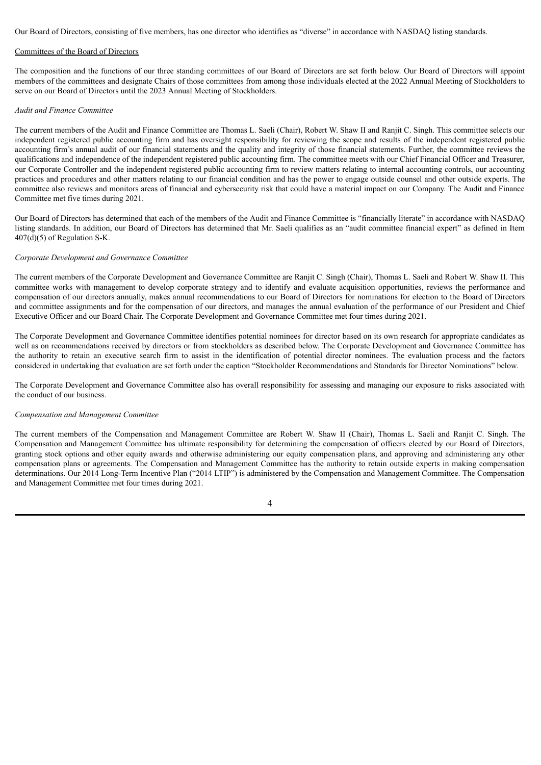Our Board of Directors, consisting of five members, has one director who identifies as "diverse" in accordance with NASDAQ listing standards.

## Committees of the Board of Directors

The composition and the functions of our three standing committees of our Board of Directors are set forth below. Our Board of Directors will appoint members of the committees and designate Chairs of those committees from among those individuals elected at the 2022 Annual Meeting of Stockholders to serve on our Board of Directors until the 2023 Annual Meeting of Stockholders.

### *Audit and Finance Committee*

The current members of the Audit and Finance Committee are Thomas L. Saeli (Chair), Robert W. Shaw II and Ranjit C. Singh. This committee selects our independent registered public accounting firm and has oversight responsibility for reviewing the scope and results of the independent registered public accounting firm's annual audit of our financial statements and the quality and integrity of those financial statements. Further, the committee reviews the qualifications and independence of the independent registered public accounting firm. The committee meets with our Chief Financial Officer and Treasurer, our Corporate Controller and the independent registered public accounting firm to review matters relating to internal accounting controls, our accounting practices and procedures and other matters relating to our financial condition and has the power to engage outside counsel and other outside experts. The committee also reviews and monitors areas of financial and cybersecurity risk that could have a material impact on our Company. The Audit and Finance Committee met five times during 2021.

Our Board of Directors has determined that each of the members of the Audit and Finance Committee is "financially literate" in accordance with NASDAQ listing standards. In addition, our Board of Directors has determined that Mr. Saeli qualifies as an "audit committee financial expert" as defined in Item 407(d)(5) of Regulation S-K.

### *Corporate Development and Governance Committee*

The current members of the Corporate Development and Governance Committee are Ranjit C. Singh (Chair), Thomas L. Saeli and Robert W. Shaw II. This committee works with management to develop corporate strategy and to identify and evaluate acquisition opportunities, reviews the performance and compensation of our directors annually, makes annual recommendations to our Board of Directors for nominations for election to the Board of Directors and committee assignments and for the compensation of our directors, and manages the annual evaluation of the performance of our President and Chief Executive Officer and our Board Chair. The Corporate Development and Governance Committee met four times during 2021.

The Corporate Development and Governance Committee identifies potential nominees for director based on its own research for appropriate candidates as well as on recommendations received by directors or from stockholders as described below. The Corporate Development and Governance Committee has the authority to retain an executive search firm to assist in the identification of potential director nominees. The evaluation process and the factors considered in undertaking that evaluation are set forth under the caption "Stockholder Recommendations and Standards for Director Nominations" below.

The Corporate Development and Governance Committee also has overall responsibility for assessing and managing our exposure to risks associated with the conduct of our business.

### *Compensation and Management Committee*

The current members of the Compensation and Management Committee are Robert W. Shaw II (Chair), Thomas L. Saeli and Ranjit C. Singh. The Compensation and Management Committee has ultimate responsibility for determining the compensation of officers elected by our Board of Directors, granting stock options and other equity awards and otherwise administering our equity compensation plans, and approving and administering any other compensation plans or agreements. The Compensation and Management Committee has the authority to retain outside experts in making compensation determinations. Our 2014 Long-Term Incentive Plan ("2014 LTIP") is administered by the Compensation and Management Committee. The Compensation and Management Committee met four times during 2021.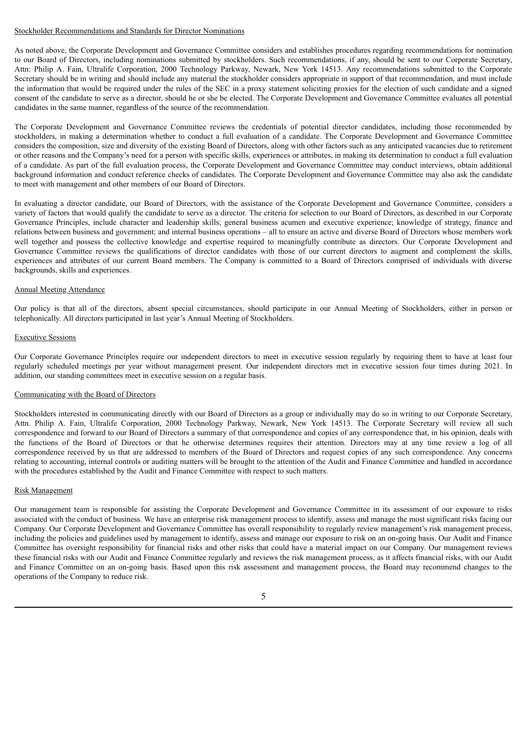Stockholder Recommendations and Standards for Director Nominations

As noted above, the Corporate Development and Governance Committee considers and establishes procedures regarding recommendations for nomination to our Board of Directors, including nominations submitted by stockholders. Such recommendations, if any, should be sent to our Corporate Secretary, Attn: Philip A. Fain, Ultralife Corporation, 2000 Technology Parkway, Newark, New York 14513. Any recommendations submitted to the Corporate Secretary should be in writing and should include any material the stockholder considers appropriate in support of that recommendation, and must include the information that would be required under the rules of the SEC in a proxy statement soliciting proxies for the election of such candidate and a signed consent of the candidate to serve as a director, should he or she be elected. The Corporate Development and Governance Committee evaluates all potential candidates in the same manner, regardless of the source of the recommendation.

The Corporate Development and Governance Committee reviews the credentials of potential director candidates, including those recommended by stockholders, in making a determination whether to conduct a full evaluation of a candidate. The Corporate Development and Governance Committee considers the composition, size and diversity of the existing Board of Directors, along with other factors such as any anticipated vacancies due to retirement or other reasons and the Company's need for a person with specific skills, experiences or attributes, in making its determination to conduct a full evaluation of a candidate. As part of the full evaluation process, the Corporate Development and Governance Committee may conduct interviews, obtain additional background information and conduct reference checks of candidates. The Corporate Development and Governance Committee may also ask the candidate to meet with management and other members of our Board of Directors.

In evaluating a director candidate, our Board of Directors, with the assistance of the Corporate Development and Governance Committee, considers a variety of factors that would qualify the candidate to serve as a director. The criteria for selection to our Board of Directors, as described in our Corporate Governance Principles, include character and leadership skills; general business acumen and executive experience; knowledge of strategy, finance and relations between business and government; and internal business operations – all to ensure an active and diverse Board of Directors whose members work well together and possess the collective knowledge and expertise required to meaningfully contribute as directors. Our Corporate Development and Governance Committee reviews the qualifications of director candidates with those of our current directors to augment and complement the skills, experiences and attributes of our current Board members. The Company is committed to a Board of Directors comprised of individuals with diverse backgrounds, skills and experiences.

Annual Meeting Attendance

Our policy is that all of the directors, absent special circumstances, should participate in our Annual Meeting of Stockholders, either in person or telephonically. All directors participated in last year's Annual Meeting of Stockholders.

Executive Sessions

Our Corporate Governance Principles require our independent directors to meet in executive session regularly by requiring them to have at least four regularly scheduled meetings per year without management present. Our independent directors met in executive session four times during 2021. In addition, our standing committees meet in executive session on a regular basis.

Communicating with the Board of Directors

Stockholders interested in communicating directly with our Board of Directors as a group or individually may do so in writing to our Corporate Secretary, Attn. Philip A. Fain, Ultralife Corporation, 2000 Technology Parkway, Newark, New York 14513. The Corporate Secretary will review all such correspondence and forward to our Board of Directors a summary of that correspondence and copies of any correspondence that, in his opinion, deals with the functions of the Board of Directors or that he otherwise determines requires their attention. Directors may at any time review a log of all correspondence received by us that are addressed to members of the Board of Directors and request copies of any such correspondence. Any concerns relating to accounting, internal controls or auditing matters will be brought to the attention of the Audit and Finance Committee and handled in accordance with the procedures established by the Audit and Finance Committee with respect to such matters.

Risk Management

Our management team is responsible for assisting the Corporate Development and Governance Committee in its assessment of our exposure to risks associated with the conduct of business. We have an enterprise risk management process to identify, assess and manage the most significant risks facing our Company. Our Corporate Development and Governance Committee has overall responsibility to regularly review management's risk management process, including the policies and guidelines used by management to identify, assess and manage our exposure to risk on an on-going basis. Our Audit and Finance Committee has oversight responsibility for financial risks and other risks that could have a material impact on our Company. Our management reviews these financial risks with our Audit and Finance Committee regularly and reviews the risk management process, as it affects financial risks, with our Audit and Finance Committee on an on-going basis. Based upon this risk assessment and management process, the Board may recommend changes to the operations of the Company to reduce risk.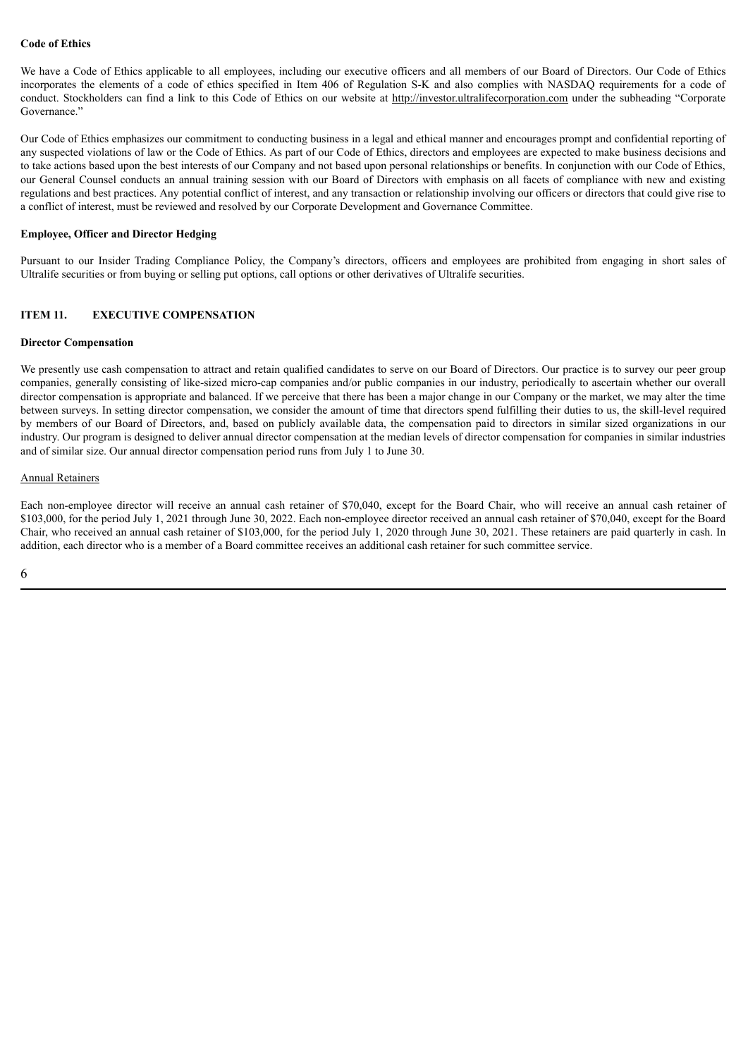**Code of Ethics**

We have a Code of Ethics applicable to all employees, including our executive officers and all members of our Board of Directors. Our Code of Ethics incorporates the elements of a code of ethics specified in Item 406 of Regulation S-K and also complies with NASDAQ requirements for a code of conduct. Stockholders can find a link to this Code of Ethics on our website at http://investor.ultralifecorporation.com under the subheading "Corporate Governance."

Our Code of Ethics emphasizes our commitment to conducting business in a legal and ethical manner and encourages prompt and confidential reporting of any suspected violations of law or the Code of Ethics. As part of our Code of Ethics, directors and employees are expected to make business decisions and to take actions based upon the best interests of our Company and not based upon personal relationships or benefits. In conjunction with our Code of Ethics, our General Counsel conducts an annual training session with our Board of Directors with emphasis on all facets of compliance with new and existing regulations and best practices. Any potential conflict of interest, and any transaction or relationship involving our officers or directors that could give rise to a conflict of interest, must be reviewed and resolved by our Corporate Development and Governance Committee.

**Employee, Officer and Director Hedging**

Pursuant to our Insider Trading Compliance Policy, the Company's directors, officers and employees are prohibited from engaging in short sales of Ultralife securities or from buying or selling put options, call options or other derivatives of Ultralife securities.

## ITEM 11. EXECUTIVE COMPENSATION

**Director Compensation**

We presently use cash compensation to attract and retain qualified candidates to serve on our Board of Directors. Our practice is to survey our peer group companies, generally consisting of like-sized micro-cap companies and/or public companies in our industry, periodically to ascertain whether our overall director compensation is appropriate and balanced. If we perceive that there has been a major change in our Company or the market, we may alter the time between surveys. In setting director compensation, we consider the amount of time that directors spend fulfilling their duties to us, the skill-level required by members of our Board of Directors, and, based on publicly available data, the compensation paid to directors in similar sized organizations in our industry. Our program is designed to deliver annual director compensation at the median levels of director compensation for companies in similar industries and of similar size. Our annual director compensation period runs from July 1 to June 30.

Annual Retainers

Each non-employee director will receive an annual cash retainer of $70,040, except for the Board Chair, who will receive an annual cash retainer of $103,000, for the period July 1, 2021 through June 30, 2022. Each non-employee director received an annual cash retainer of $70,040, except for the Board Chair, who received an annual cash retainer of $103,000, for the period July 1, 2020 through June 30, 2021. These retainers are paid quarterly in cash. In addition, each director who is a member of a Board committee receives an additional cash retainer for such committee service.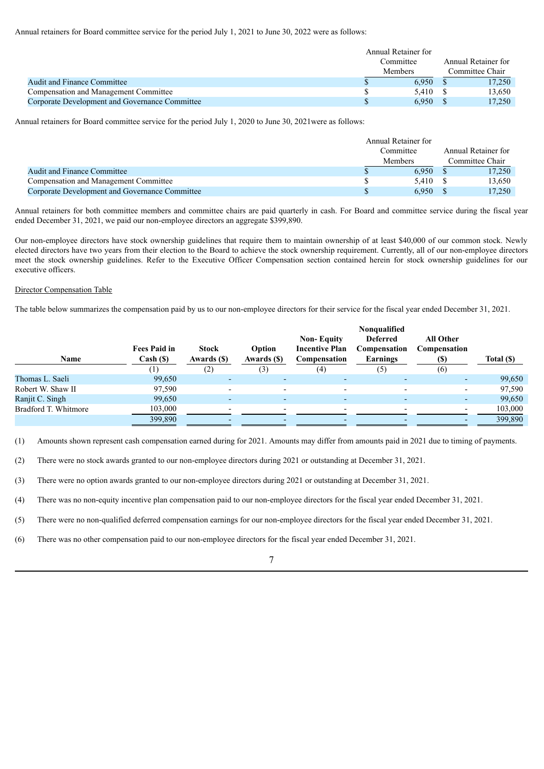Annual retainers for Board committee service for the period July 1, 2021 to June 30, 2022 were as follows:

| | Annual Retainer for Committee Members | Annual Retainer for Committee Chair |
|---|---|---|
| Audit and Finance Committee | $ 6,950 | $ 17,250 |
| Compensation and Management Committee | $ 5,410 | $ 13,650 |
| Corporate Development and Governance Committee | $ 6,950 | $ 17,250 |

Annual retainers for Board committee service for the period July 1, 2020 to June 30, 2021were as follows:

| | Annual Retainer for Committee Members | Annual Retainer for Committee Chair |
|---|---|---|
| Audit and Finance Committee | $ 6,950 | $ 17,250 |
| Compensation and Management Committee | $ 5,410 | $ 13,650 |
| Corporate Development and Governance Committee | $ 6,950 | $ 17,250 |

Annual retainers for both committee members and committee chairs are paid quarterly in cash. For Board and committee service during the fiscal year ended December 31, 2021, we paid our non-employee directors an aggregate $399,890.

Our non-employee directors have stock ownership guidelines that require them to maintain ownership of at least $40,000 of our common stock. Newly elected directors have two years from their election to the Board to achieve the stock ownership requirement. Currently, all of our non-employee directors meet the stock ownership guidelines. Refer to the Executive Officer Compensation section contained herein for stock ownership guidelines for our executive officers.

Director Compensation Table

The table below summarizes the compensation paid by us to our non-employee directors for their service for the fiscal year ended December 31, 2021.

| Name | Fees Paid in Cash ($) | Stock Awards ($) | Option Awards ($) | Non- Equity Incentive Plan Compensation | Nonqualified Deferred Compensation Earnings | All Other Compensation ($) | Total ($) |
|---|---|---|---|---|---|---|---|
| | (1) | (2) | (3) | (4) | (5) | (6) | |
| Thomas L. Saeli | 99,650 | - | - | - | - | - | 99,650 |
| Robert W. Shaw II | 97,590 | - | - | - | - | - | 97,590 |
| Ranjit C. Singh | 99,650 | - | - | - | - | - | 99,650 |
| Bradford T. Whitmore | 103,000 | - | - | - | - | - | 103,000 |
| | 399,890 | - | - | - | - | - | 399,890 |

(1) Amounts shown represent cash compensation earned during for 2021. Amounts may differ from amounts paid in 2021 due to timing of payments.

(2) There were no stock awards granted to our non-employee directors during 2021 or outstanding at December 31, 2021.

(3) There were no option awards granted to our non-employee directors during 2021 or outstanding at December 31, 2021.

(4) There was no non-equity incentive plan compensation paid to our non-employee directors for the fiscal year ended December 31, 2021.

(5) There were no non-qualified deferred compensation earnings for our non-employee directors for the fiscal year ended December 31, 2021.

(6) There was no other compensation paid to our non-employee directors for the fiscal year ended December 31, 2021.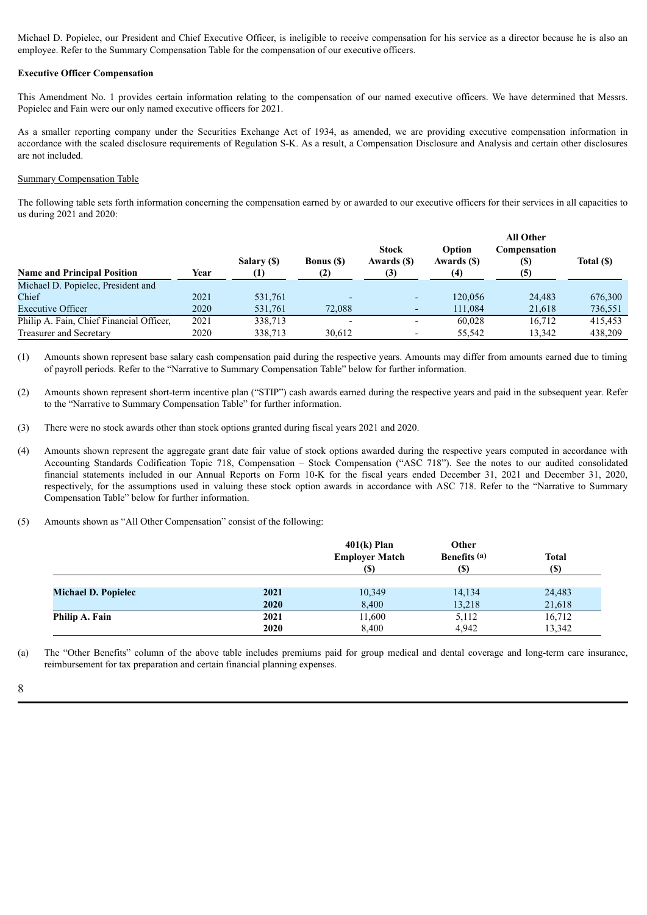Michael D. Popielec, our President and Chief Executive Officer, is ineligible to receive compensation for his service as a director because he is also an employee. Refer to the Summary Compensation Table for the compensation of our executive officers.

**Executive Officer Compensation**

This Amendment No. 1 provides certain information relating to the compensation of our named executive officers. We have determined that Messrs. Popielec and Fain were our only named executive officers for 2021.

As a smaller reporting company under the Securities Exchange Act of 1934, as amended, we are providing executive compensation information in accordance with the scaled disclosure requirements of Regulation S-K. As a result, a Compensation Disclosure and Analysis and certain other disclosures are not included.

Summary Compensation Table

The following table sets forth information concerning the compensation earned by or awarded to our executive officers for their services in all capacities to us during 2021 and 2020:

| Name and Principal Position | Year | Salary ($) (1) | Bonus ($) (2) | Stock Awards ($) (3) | Option Awards ($) (4) | All Other Compensation ($) (5) | Total ($) |
|---|---|---|---|---|---|---|---|
| Michael D. Popielec, President and Chief | 2021 | 531,761 | - | - | 120,056 | 24,483 | 676,300 |
| Executive Officer | 2020 | 531,761 | 72,088 | - | 111,084 | 21,618 | 736,551 |
| Philip A. Fain, Chief Financial Officer, | 2021 | 338,713 | - | - | 60,028 | 16,712 | 415,453 |
| Treasurer and Secretary | 2020 | 338,713 | 30,612 | - | 55,542 | 13,342 | 438,209 |

(1) Amounts shown represent base salary cash compensation paid during the respective years. Amounts may differ from amounts earned due to timing of payroll periods. Refer to the "Narrative to Summary Compensation Table" below for further information.

(2) Amounts shown represent short-term incentive plan ("STIP") cash awards earned during the respective years and paid in the subsequent year. Refer to the "Narrative to Summary Compensation Table" for further information.

(3) There were no stock awards other than stock options granted during fiscal years 2021 and 2020.

(4) Amounts shown represent the aggregate grant date fair value of stock options awarded during the respective years computed in accordance with Accounting Standards Codification Topic 718, Compensation – Stock Compensation ("ASC 718"). See the notes to our audited consolidated financial statements included in our Annual Reports on Form 10-K for the fiscal years ended December 31, 2021 and December 31, 2020, respectively, for the assumptions used in valuing these stock option awards in accordance with ASC 718. Refer to the "Narrative to Summary Compensation Table" below for further information.

(5) Amounts shown as "All Other Compensation" consist of the following:

| | | 401(k) Plan Employer Match ($) | Other Benefits (a) ($) | Total ($) |
|---|---|---|---|---|
| **Michael D. Popielec** | **2021** | 10,349 | 14,134 | 24,483 |
| | **2020** | 8,400 | 13,218 | 21,618 |
| **Philip A. Fain** | **2021** | 11,600 | 5,112 | 16,712 |
| | **2020** | 8,400 | 4,942 | 13,342 |

(a) The "Other Benefits" column of the above table includes premiums paid for group medical and dental coverage and long-term care insurance, reimbursement for tax preparation and certain financial planning expenses.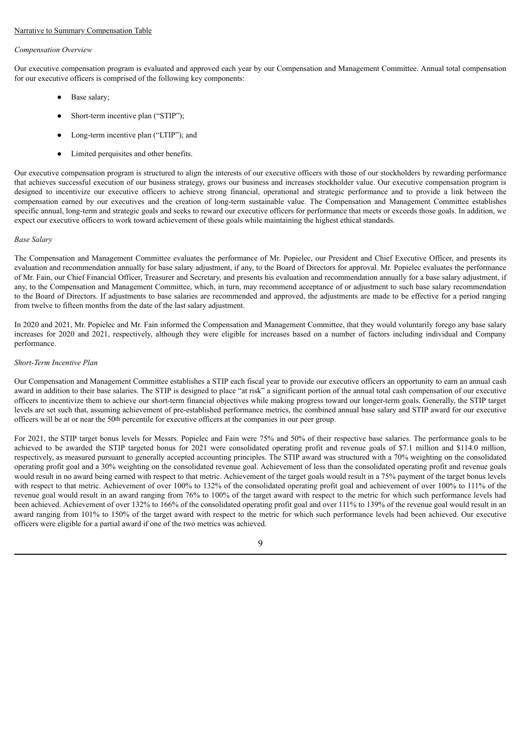Narrative to Summary Compensation Table

*Compensation Overview*

Our executive compensation program is evaluated and approved each year by our Compensation and Management Committee. Annual total compensation for our executive officers is comprised of the following key components:

- Base salary;
- Short-term incentive plan ("STIP");
- Long-term incentive plan ("LTIP"); and
- Limited perquisites and other benefits.

Our executive compensation program is structured to align the interests of our executive officers with those of our stockholders by rewarding performance that achieves successful execution of our business strategy, grows our business and increases stockholder value. Our executive compensation program is designed to incentivize our executive officers to achieve strong financial, operational and strategic performance and to provide a link between the compensation earned by our executives and the creation of long-term sustainable value. The Compensation and Management Committee establishes specific annual, long-term and strategic goals and seeks to reward our executive officers for performance that meets or exceeds those goals. In addition, we expect our executive officers to work toward achievement of these goals while maintaining the highest ethical standards.

*Base Salary*

The Compensation and Management Committee evaluates the performance of Mr. Popielec, our President and Chief Executive Officer, and presents its evaluation and recommendation annually for base salary adjustment, if any, to the Board of Directors for approval. Mr. Popielec evaluates the performance of Mr. Fain, our Chief Financial Officer, Treasurer and Secretary, and presents his evaluation and recommendation annually for a base salary adjustment, if any, to the Compensation and Management Committee, which, in turn, may recommend acceptance of or adjustment to such base salary recommendation to the Board of Directors. If adjustments to base salaries are recommended and approved, the adjustments are made to be effective for a period ranging from twelve to fifteen months from the date of the last salary adjustment.

In 2020 and 2021, Mr. Popielec and Mr. Fain informed the Compensation and Management Committee, that they would voluntarily forego any base salary increases for 2020 and 2021, respectively, although they were eligible for increases based on a number of factors including individual and Company performance.

*Short-Term Incentive Plan*

Our Compensation and Management Committee establishes a STIP each fiscal year to provide our executive officers an opportunity to earn an annual cash award in addition to their base salaries. The STIP is designed to place "at risk" a significant portion of the annual total cash compensation of our executive officers to incentivize them to achieve our short-term financial objectives while making progress toward our longer-term goals. Generally, the STIP target levels are set such that, assuming achievement of pre-established performance metrics, the combined annual base salary and STIP award for our executive officers will be at or near the 50th percentile for executive officers at the companies in our peer group.

For 2021, the STIP target bonus levels for Messrs. Popielec and Fain were 75% and 50% of their respective base salaries. The performance goals to be achieved to be awarded the STIP targeted bonus for 2021 were consolidated operating profit and revenue goals of $7.1 million and $114.0 million, respectively, as measured pursuant to generally accepted accounting principles. The STIP award was structured with a 70% weighting on the consolidated operating profit goal and a 30% weighting on the consolidated revenue goal. Achievement of less than the consolidated operating profit and revenue goals would result in no award being earned with respect to that metric. Achievement of the target goals would result in a 75% payment of the target bonus levels with respect to that metric. Achievement of over 100% to 132% of the consolidated operating profit goal and achievement of over 100% to 111% of the revenue goal would result in an award ranging from 76% to 100% of the target award with respect to the metric for which such performance levels had been achieved. Achievement of over 132% to 166% of the consolidated operating profit goal and over 111% to 139% of the revenue goal would result in an award ranging from 101% to 150% of the target award with respect to the metric for which such performance levels had been achieved. Our executive officers were eligible for a partial award if one of the two metrics was achieved.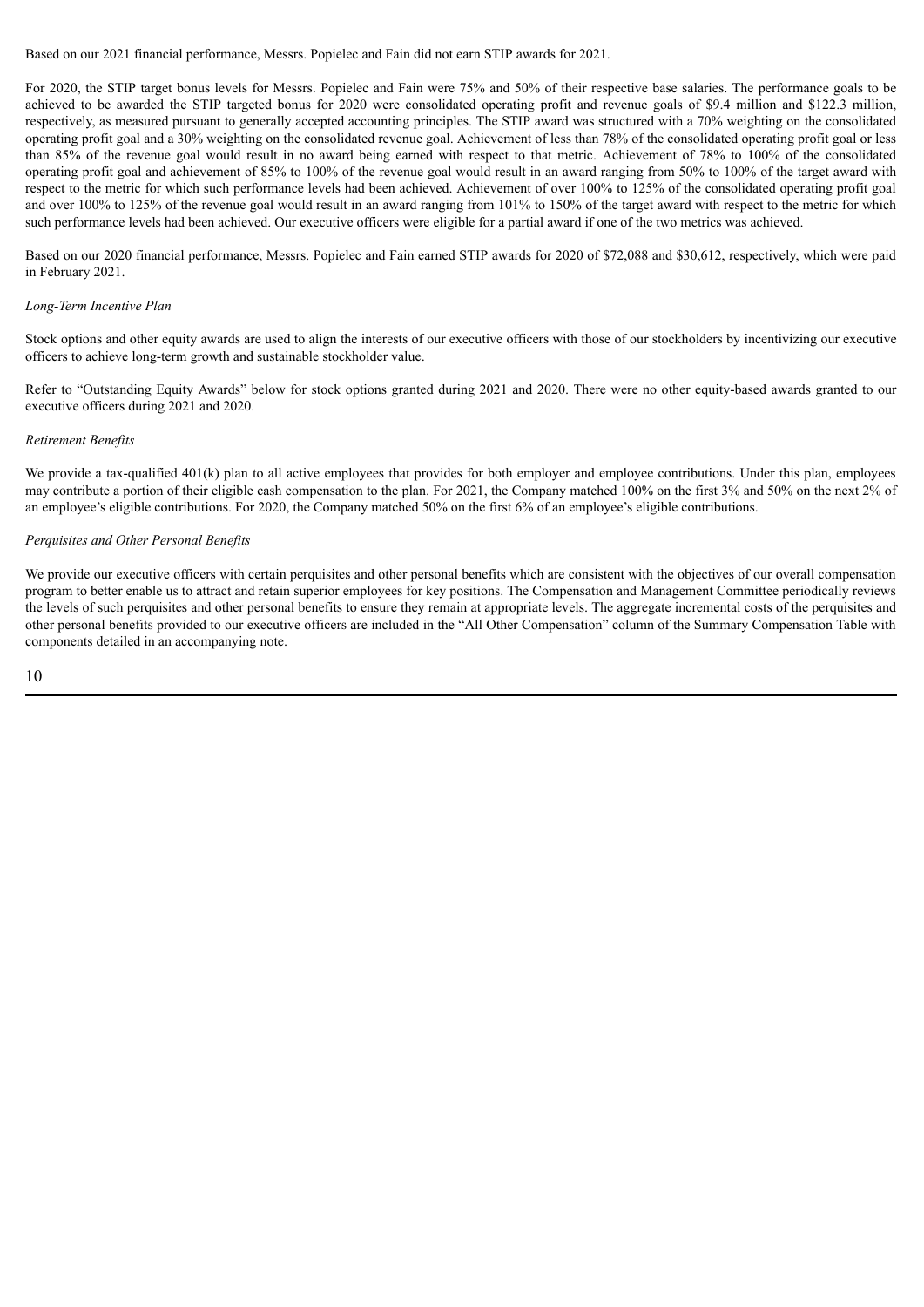Based on our 2021 financial performance, Messrs. Popielec and Fain did not earn STIP awards for 2021.

For 2020, the STIP target bonus levels for Messrs. Popielec and Fain were 75% and 50% of their respective base salaries. The performance goals to be achieved to be awarded the STIP targeted bonus for 2020 were consolidated operating profit and revenue goals of $9.4 million and $122.3 million, respectively, as measured pursuant to generally accepted accounting principles. The STIP award was structured with a 70% weighting on the consolidated operating profit goal and a 30% weighting on the consolidated revenue goal. Achievement of less than 78% of the consolidated operating profit goal or less than 85% of the revenue goal would result in no award being earned with respect to that metric. Achievement of 78% to 100% of the consolidated operating profit goal and achievement of 85% to 100% of the revenue goal would result in an award ranging from 50% to 100% of the target award with respect to the metric for which such performance levels had been achieved. Achievement of over 100% to 125% of the consolidated operating profit goal and over 100% to 125% of the revenue goal would result in an award ranging from 101% to 150% of the target award with respect to the metric for which such performance levels had been achieved. Our executive officers were eligible for a partial award if one of the two metrics was achieved.

Based on our 2020 financial performance, Messrs. Popielec and Fain earned STIP awards for 2020 of $72,088 and $30,612, respectively, which were paid in February 2021.

*Long-Term Incentive Plan*

Stock options and other equity awards are used to align the interests of our executive officers with those of our stockholders by incentivizing our executive officers to achieve long-term growth and sustainable stockholder value.

Refer to "Outstanding Equity Awards" below for stock options granted during 2021 and 2020. There were no other equity-based awards granted to our executive officers during 2021 and 2020.

*Retirement Benefits*

We provide a tax-qualified 401(k) plan to all active employees that provides for both employer and employee contributions. Under this plan, employees may contribute a portion of their eligible cash compensation to the plan. For 2021, the Company matched 100% on the first 3% and 50% on the next 2% of an employee's eligible contributions. For 2020, the Company matched 50% on the first 6% of an employee's eligible contributions.

*Perquisites and Other Personal Benefits*

We provide our executive officers with certain perquisites and other personal benefits which are consistent with the objectives of our overall compensation program to better enable us to attract and retain superior employees for key positions. The Compensation and Management Committee periodically reviews the levels of such perquisites and other personal benefits to ensure they remain at appropriate levels. The aggregate incremental costs of the perquisites and other personal benefits provided to our executive officers are included in the "All Other Compensation" column of the Summary Compensation Table with components detailed in an accompanying note.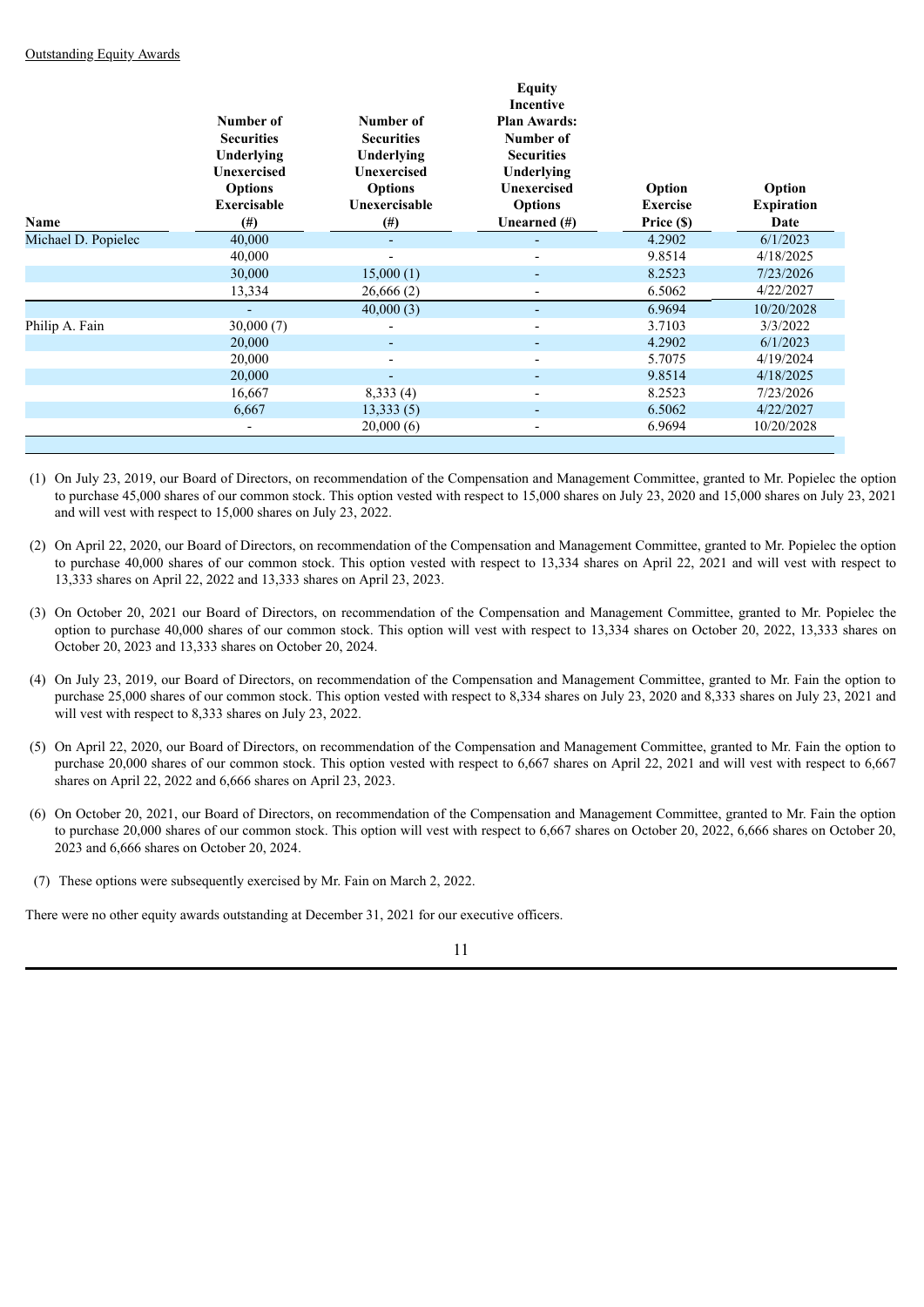Outstanding Equity Awards

| Name | Number of Securities Underlying Unexercised Options Exercisable (#) | Number of Securities Underlying Unexercised Options Unexercisable (#) | Equity Incentive Plan Awards: Number of Securities Underlying Unexercised Options Unearned (#) | Option Exercise Price ($) | Option Expiration Date |
|---|---|---|---|---|---|
| Michael D. Popielec | 40,000 | - | - | 4.2902 | 6/1/2023 |
| | 40,000 | - | - | 9.8514 | 4/18/2025 |
| | 30,000 | 15,000 (1) | - | 8.2523 | 7/23/2026 |
| | 13,334 | 26,666 (2) | - | 6.5062 | 4/22/2027 |
| | - | 40,000 (3) | - | 6.9694 | 10/20/2028 |
| Philip A. Fain | 30,000 (7) | - | - | 3.7103 | 3/3/2022 |
| | 20,000 | - | - | 4.2902 | 6/1/2023 |
| | 20,000 | - | - | 5.7075 | 4/19/2024 |
| | 20,000 | - | - | 9.8514 | 4/18/2025 |
| | 16,667 | 8,333 (4) | - | 8.2523 | 7/23/2026 |
| | 6,667 | 13,333 (5) | - | 6.5062 | 4/22/2027 |
| | - | 20,000 (6) | - | 6.9694 | 10/20/2028 |

(1) On July 23, 2019, our Board of Directors, on recommendation of the Compensation and Management Committee, granted to Mr. Popielec the option to purchase 45,000 shares of our common stock. This option vested with respect to 15,000 shares on July 23, 2020 and 15,000 shares on July 23, 2021 and will vest with respect to 15,000 shares on July 23, 2022.

(2) On April 22, 2020, our Board of Directors, on recommendation of the Compensation and Management Committee, granted to Mr. Popielec the option to purchase 40,000 shares of our common stock. This option vested with respect to 13,334 shares on April 22, 2021 and will vest with respect to 13,333 shares on April 22, 2022 and 13,333 shares on April 23, 2023.

(3) On October 20, 2021 our Board of Directors, on recommendation of the Compensation and Management Committee, granted to Mr. Popielec the option to purchase 40,000 shares of our common stock. This option will vest with respect to 13,334 shares on October 20, 2022, 13,333 shares on October 20, 2023 and 13,333 shares on October 20, 2024.

(4) On July 23, 2019, our Board of Directors, on recommendation of the Compensation and Management Committee, granted to Mr. Fain the option to purchase 25,000 shares of our common stock. This option vested with respect to 8,334 shares on July 23, 2020 and 8,333 shares on July 23, 2021 and will vest with respect to 8,333 shares on July 23, 2022.

(5) On April 22, 2020, our Board of Directors, on recommendation of the Compensation and Management Committee, granted to Mr. Fain the option to purchase 20,000 shares of our common stock. This option vested with respect to 6,667 shares on April 22, 2021 and will vest with respect to 6,667 shares on April 22, 2022 and 6,666 shares on April 23, 2023.

(6) On October 20, 2021, our Board of Directors, on recommendation of the Compensation and Management Committee, granted to Mr. Fain the option to purchase 20,000 shares of our common stock. This option will vest with respect to 6,667 shares on October 20, 2022, 6,666 shares on October 20, 2023 and 6,666 shares on October 20, 2024.

(7) These options were subsequently exercised by Mr. Fain on March 2, 2022.

There were no other equity awards outstanding at December 31, 2021 for our executive officers.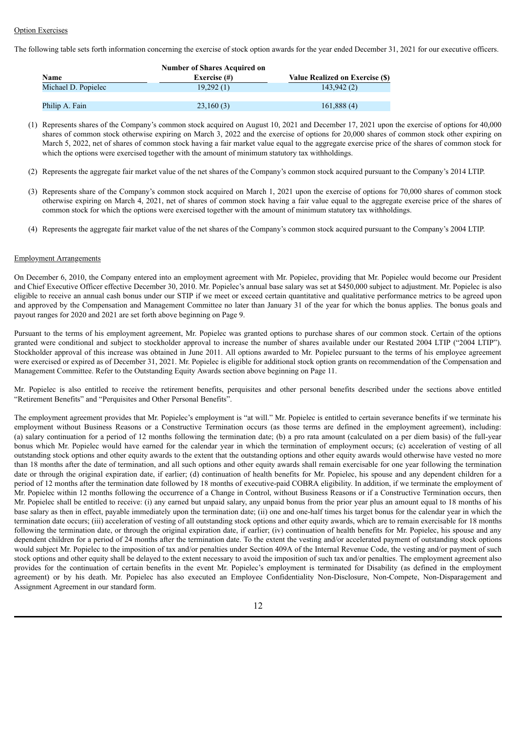Option Exercises

The following table sets forth information concerning the exercise of stock option awards for the year ended December 31, 2021 for our executive officers.

| Name | Number of Shares Acquired on Exercise (#) | Value Realized on Exercise ($) |
|---|---|---|
| Michael D. Popielec | 19,292 (1) | 143,942 (2) |
| Philip A. Fain | 23,160 (3) | 161,888 (4) |

(1) Represents shares of the Company's common stock acquired on August 10, 2021 and December 17, 2021 upon the exercise of options for 40,000 shares of common stock otherwise expiring on March 3, 2022 and the exercise of options for 20,000 shares of common stock other expiring on March 5, 2022, net of shares of common stock having a fair market value equal to the aggregate exercise price of the shares of common stock for which the options were exercised together with the amount of minimum statutory tax withholdings.

(2) Represents the aggregate fair market value of the net shares of the Company's common stock acquired pursuant to the Company's 2014 LTIP.

(3) Represents share of the Company's common stock acquired on March 1, 2021 upon the exercise of options for 70,000 shares of common stock otherwise expiring on March 4, 2021, net of shares of common stock having a fair value equal to the aggregate exercise price of the shares of common stock for which the options were exercised together with the amount of minimum statutory tax withholdings.

(4) Represents the aggregate fair market value of the net shares of the Company's common stock acquired pursuant to the Company's 2004 LTIP.

Employment Arrangements

On December 6, 2010, the Company entered into an employment agreement with Mr. Popielec, providing that Mr. Popielec would become our President and Chief Executive Officer effective December 30, 2010. Mr. Popielec's annual base salary was set at $450,000 subject to adjustment. Mr. Popielec is also eligible to receive an annual cash bonus under our STIP if we meet or exceed certain quantitative and qualitative performance metrics to be agreed upon and approved by the Compensation and Management Committee no later than January 31 of the year for which the bonus applies. The bonus goals and payout ranges for 2020 and 2021 are set forth above beginning on Page 9.

Pursuant to the terms of his employment agreement, Mr. Popielec was granted options to purchase shares of our common stock. Certain of the options granted were conditional and subject to stockholder approval to increase the number of shares available under our Restated 2004 LTIP ("2004 LTIP"). Stockholder approval of this increase was obtained in June 2011. All options awarded to Mr. Popielec pursuant to the terms of his employee agreement were exercised or expired as of December 31, 2021. Mr. Popielec is eligible for additional stock option grants on recommendation of the Compensation and Management Committee. Refer to the Outstanding Equity Awards section above beginning on Page 11.

Mr. Popielec is also entitled to receive the retirement benefits, perquisites and other personal benefits described under the sections above entitled "Retirement Benefits" and "Perquisites and Other Personal Benefits".

The employment agreement provides that Mr. Popielec's employment is "at will." Mr. Popielec is entitled to certain severance benefits if we terminate his employment without Business Reasons or a Constructive Termination occurs (as those terms are defined in the employment agreement), including: (a) salary continuation for a period of 12 months following the termination date; (b) a pro rata amount (calculated on a per diem basis) of the full-year bonus which Mr. Popielec would have earned for the calendar year in which the termination of employment occurs; (c) acceleration of vesting of all outstanding stock options and other equity awards to the extent that the outstanding options and other equity awards would otherwise have vested no more than 18 months after the date of termination, and all such options and other equity awards shall remain exercisable for one year following the termination date or through the original expiration date, if earlier; (d) continuation of health benefits for Mr. Popielec, his spouse and any dependent children for a period of 12 months after the termination date followed by 18 months of executive-paid COBRA eligibility. In addition, if we terminate the employment of Mr. Popielec within 12 months following the occurrence of a Change in Control, without Business Reasons or if a Constructive Termination occurs, then Mr. Popielec shall be entitled to receive: (i) any earned but unpaid salary, any unpaid bonus from the prior year plus an amount equal to 18 months of his base salary as then in effect, payable immediately upon the termination date; (ii) one and one-half times his target bonus for the calendar year in which the termination date occurs; (iii) acceleration of vesting of all outstanding stock options and other equity awards, which are to remain exercisable for 18 months following the termination date, or through the original expiration date, if earlier; (iv) continuation of health benefits for Mr. Popielec, his spouse and any dependent children for a period of 24 months after the termination date. To the extent the vesting and/or accelerated payment of outstanding stock options would subject Mr. Popielec to the imposition of tax and/or penalties under Section 409A of the Internal Revenue Code, the vesting and/or payment of such stock options and other equity shall be delayed to the extent necessary to avoid the imposition of such tax and/or penalties. The employment agreement also provides for the continuation of certain benefits in the event Mr. Popielec's employment is terminated for Disability (as defined in the employment agreement) or by his death. Mr. Popielec has also executed an Employee Confidentiality Non-Disclosure, Non-Compete, Non-Disparagement and Assignment Agreement in our standard form.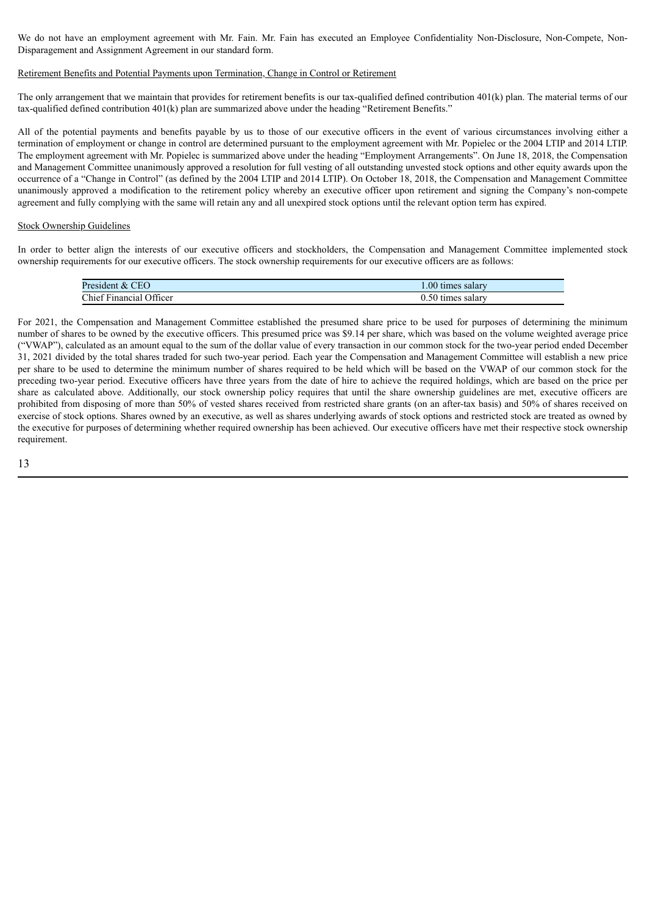We do not have an employment agreement with Mr. Fain. Mr. Fain has executed an Employee Confidentiality Non-Disclosure, Non-Compete, Non-Disparagement and Assignment Agreement in our standard form.

Retirement Benefits and Potential Payments upon Termination, Change in Control or Retirement

The only arrangement that we maintain that provides for retirement benefits is our tax-qualified defined contribution 401(k) plan. The material terms of our tax-qualified defined contribution 401(k) plan are summarized above under the heading "Retirement Benefits."

All of the potential payments and benefits payable by us to those of our executive officers in the event of various circumstances involving either a termination of employment or change in control are determined pursuant to the employment agreement with Mr. Popielec or the 2004 LTIP and 2014 LTIP. The employment agreement with Mr. Popielec is summarized above under the heading "Employment Arrangements". On June 18, 2018, the Compensation and Management Committee unanimously approved a resolution for full vesting of all outstanding unvested stock options and other equity awards upon the occurrence of a "Change in Control" (as defined by the 2004 LTIP and 2014 LTIP). On October 18, 2018, the Compensation and Management Committee unanimously approved a modification to the retirement policy whereby an executive officer upon retirement and signing the Company's non-compete agreement and fully complying with the same will retain any and all unexpired stock options until the relevant option term has expired.

Stock Ownership Guidelines

In order to better align the interests of our executive officers and stockholders, the Compensation and Management Committee implemented stock ownership requirements for our executive officers. The stock ownership requirements for our executive officers are as follows:

| | |
|---|---|
| President & CEO | 1.00 times salary |
| Chief Financial Officer | 0.50 times salary |

For 2021, the Compensation and Management Committee established the presumed share price to be used for purposes of determining the minimum number of shares to be owned by the executive officers. This presumed price was $9.14 per share, which was based on the volume weighted average price ("VWAP"), calculated as an amount equal to the sum of the dollar value of every transaction in our common stock for the two-year period ended December 31, 2021 divided by the total shares traded for such two-year period. Each year the Compensation and Management Committee will establish a new price per share to be used to determine the minimum number of shares required to be held which will be based on the VWAP of our common stock for the preceding two-year period. Executive officers have three years from the date of hire to achieve the required holdings, which are based on the price per share as calculated above. Additionally, our stock ownership policy requires that until the share ownership guidelines are met, executive officers are prohibited from disposing of more than 50% of vested shares received from restricted share grants (on an after-tax basis) and 50% of shares received on exercise of stock options. Shares owned by an executive, as well as shares underlying awards of stock options and restricted stock are treated as owned by the executive for purposes of determining whether required ownership has been achieved. Our executive officers have met their respective stock ownership requirement.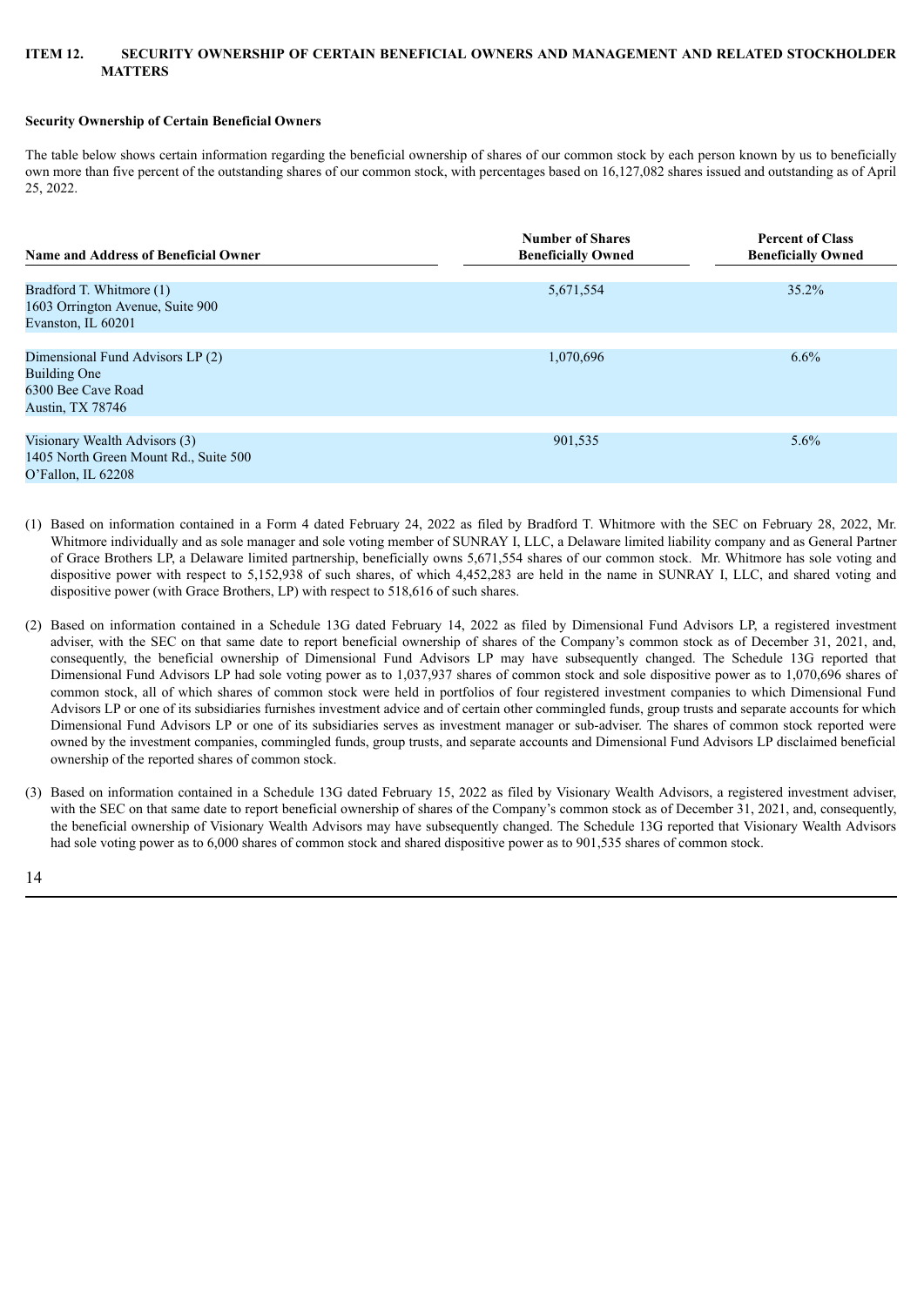## ITEM 12. SECURITY OWNERSHIP OF CERTAIN BENEFICIAL OWNERS AND MANAGEMENT AND RELATED STOCKHOLDER MATTERS

**Security Ownership of Certain Beneficial Owners**

The table below shows certain information regarding the beneficial ownership of shares of our common stock by each person known by us to beneficially own more than five percent of the outstanding shares of our common stock, with percentages based on 16,127,082 shares issued and outstanding as of April 25, 2022.

| Name and Address of Beneficial Owner | Number of Shares Beneficially Owned | Percent of Class Beneficially Owned |
|---|---|---|
| Bradford T. Whitmore (1)<br>1603 Orrington Avenue, Suite 900<br>Evanston, IL 60201 | 5,671,554 | 35.2% |
| Dimensional Fund Advisors LP (2)<br>Building One<br>6300 Bee Cave Road<br>Austin, TX 78746 | 1,070,696 | 6.6% |
| Visionary Wealth Advisors (3)<br>1405 North Green Mount Rd., Suite 500<br>O'Fallon, IL 62208 | 901,535 | 5.6% |

(1) Based on information contained in a Form 4 dated February 24, 2022 as filed by Bradford T. Whitmore with the SEC on February 28, 2022, Mr. Whitmore individually and as sole manager and sole voting member of SUNRAY I, LLC, a Delaware limited liability company and as General Partner of Grace Brothers LP, a Delaware limited partnership, beneficially owns 5,671,554 shares of our common stock. Mr. Whitmore has sole voting and dispositive power with respect to 5,152,938 of such shares, of which 4,452,283 are held in the name in SUNRAY I, LLC, and shared voting and dispositive power (with Grace Brothers, LP) with respect to 518,616 of such shares.

(2) Based on information contained in a Schedule 13G dated February 14, 2022 as filed by Dimensional Fund Advisors LP, a registered investment adviser, with the SEC on that same date to report beneficial ownership of shares of the Company's common stock as of December 31, 2021, and, consequently, the beneficial ownership of Dimensional Fund Advisors LP may have subsequently changed. The Schedule 13G reported that Dimensional Fund Advisors LP had sole voting power as to 1,037,937 shares of common stock and sole dispositive power as to 1,070,696 shares of common stock, all of which shares of common stock were held in portfolios of four registered investment companies to which Dimensional Fund Advisors LP or one of its subsidiaries furnishes investment advice and of certain other commingled funds, group trusts and separate accounts for which Dimensional Fund Advisors LP or one of its subsidiaries serves as investment manager or sub-adviser. The shares of common stock reported were owned by the investment companies, commingled funds, group trusts, and separate accounts and Dimensional Fund Advisors LP disclaimed beneficial ownership of the reported shares of common stock.

(3) Based on information contained in a Schedule 13G dated February 15, 2022 as filed by Visionary Wealth Advisors, a registered investment adviser, with the SEC on that same date to report beneficial ownership of shares of the Company's common stock as of December 31, 2021, and, consequently, the beneficial ownership of Visionary Wealth Advisors may have subsequently changed. The Schedule 13G reported that Visionary Wealth Advisors had sole voting power as to 6,000 shares of common stock and shared dispositive power as to 901,535 shares of common stock.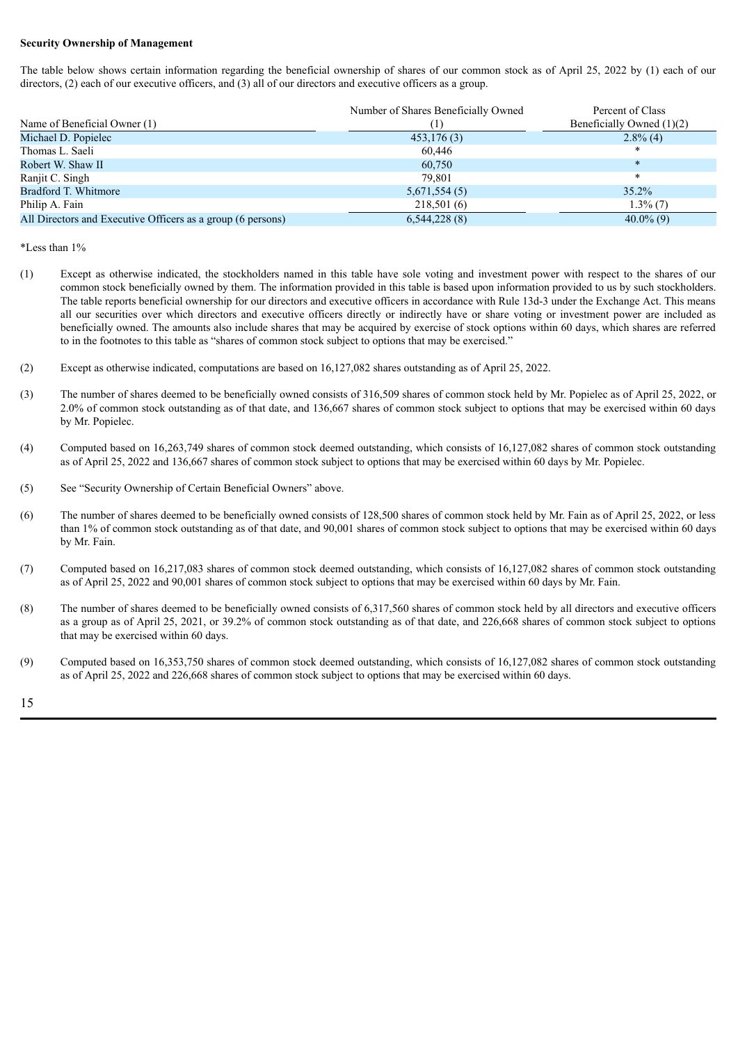**Security Ownership of Management**

The table below shows certain information regarding the beneficial ownership of shares of our common stock as of April 25, 2022 by (1) each of our directors, (2) each of our executive officers, and (3) all of our directors and executive officers as a group.

| Name of Beneficial Owner (1) | Number of Shares Beneficially Owned (1) | Percent of Class Beneficially Owned (1)(2) |
|---|---|---|
| Michael D. Popielec | 453,176 (3) | 2.8% (4) |
| Thomas L. Saeli | 60,446 | * |
| Robert W. Shaw II | 60,750 | * |
| Ranjit C. Singh | 79,801 | * |
| Bradford T. Whitmore | 5,671,554 (5) | 35.2% |
| Philip A. Fain | 218,501 (6) | 1.3% (7) |
| All Directors and Executive Officers as a group (6 persons) | 6,544,228 (8) | 40.0% (9) |

*Less than 1%

(1) Except as otherwise indicated, the stockholders named in this table have sole voting and investment power with respect to the shares of our common stock beneficially owned by them. The information provided in this table is based upon information provided to us by such stockholders. The table reports beneficial ownership for our directors and executive officers in accordance with Rule 13d-3 under the Exchange Act. This means all our securities over which directors and executive officers directly or indirectly have or share voting or investment power are included as beneficially owned. The amounts also include shares that may be acquired by exercise of stock options within 60 days, which shares are referred to in the footnotes to this table as "shares of common stock subject to options that may be exercised."

(2) Except as otherwise indicated, computations are based on 16,127,082 shares outstanding as of April 25, 2022.

(3) The number of shares deemed to be beneficially owned consists of 316,509 shares of common stock held by Mr. Popielec as of April 25, 2022, or 2.0% of common stock outstanding as of that date, and 136,667 shares of common stock subject to options that may be exercised within 60 days by Mr. Popielec.

(4) Computed based on 16,263,749 shares of common stock deemed outstanding, which consists of 16,127,082 shares of common stock outstanding as of April 25, 2022 and 136,667 shares of common stock subject to options that may be exercised within 60 days by Mr. Popielec.

(5) See "Security Ownership of Certain Beneficial Owners" above.

(6) The number of shares deemed to be beneficially owned consists of 128,500 shares of common stock held by Mr. Fain as of April 25, 2022, or less than 1% of common stock outstanding as of that date, and 90,001 shares of common stock subject to options that may be exercised within 60 days by Mr. Fain.

(7) Computed based on 16,217,083 shares of common stock deemed outstanding, which consists of 16,127,082 shares of common stock outstanding as of April 25, 2022 and 90,001 shares of common stock subject to options that may be exercised within 60 days by Mr. Fain.

(8) The number of shares deemed to be beneficially owned consists of 6,317,560 shares of common stock held by all directors and executive officers as a group as of April 25, 2021, or 39.2% of common stock outstanding as of that date, and 226,668 shares of common stock subject to options that may be exercised within 60 days.

(9) Computed based on 16,353,750 shares of common stock deemed outstanding, which consists of 16,127,082 shares of common stock outstanding as of April 25, 2022 and 226,668 shares of common stock subject to options that may be exercised within 60 days.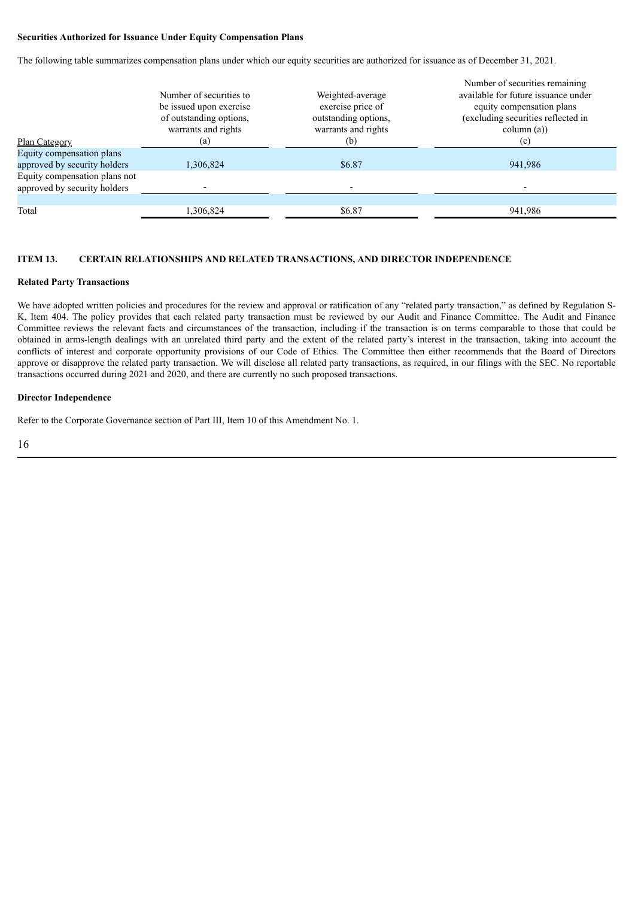**Securities Authorized for Issuance Under Equity Compensation Plans**

The following table summarizes compensation plans under which our equity securities are authorized for issuance as of December 31, 2021.

| Plan Category | Number of securities to be issued upon exercise of outstanding options, warrants and rights (a) | Weighted-average exercise price of outstanding options, warrants and rights (b) | Number of securities remaining available for future issuance under equity compensation plans (excluding securities reflected in column (a)) (c) |
|---|---|---|---|
| Equity compensation plans approved by security holders | 1,306,824 | $6.87 | 941,986 |
| Equity compensation plans not approved by security holders | - | - | - |
| Total | 1,306,824 | $6.87 | 941,986 |

### ITEM 13. CERTAIN RELATIONSHIPS AND RELATED TRANSACTIONS, AND DIRECTOR INDEPENDENCE

**Related Party Transactions**

We have adopted written policies and procedures for the review and approval or ratification of any "related party transaction," as defined by Regulation S-K, Item 404. The policy provides that each related party transaction must be reviewed by our Audit and Finance Committee. The Audit and Finance Committee reviews the relevant facts and circumstances of the transaction, including if the transaction is on terms comparable to those that could be obtained in arms-length dealings with an unrelated third party and the extent of the related party's interest in the transaction, taking into account the conflicts of interest and corporate opportunity provisions of our Code of Ethics. The Committee then either recommends that the Board of Directors approve or disapprove the related party transaction. We will disclose all related party transactions, as required, in our filings with the SEC. No reportable transactions occurred during 2021 and 2020, and there are currently no such proposed transactions.

**Director Independence**

Refer to the Corporate Governance section of Part III, Item 10 of this Amendment No. 1.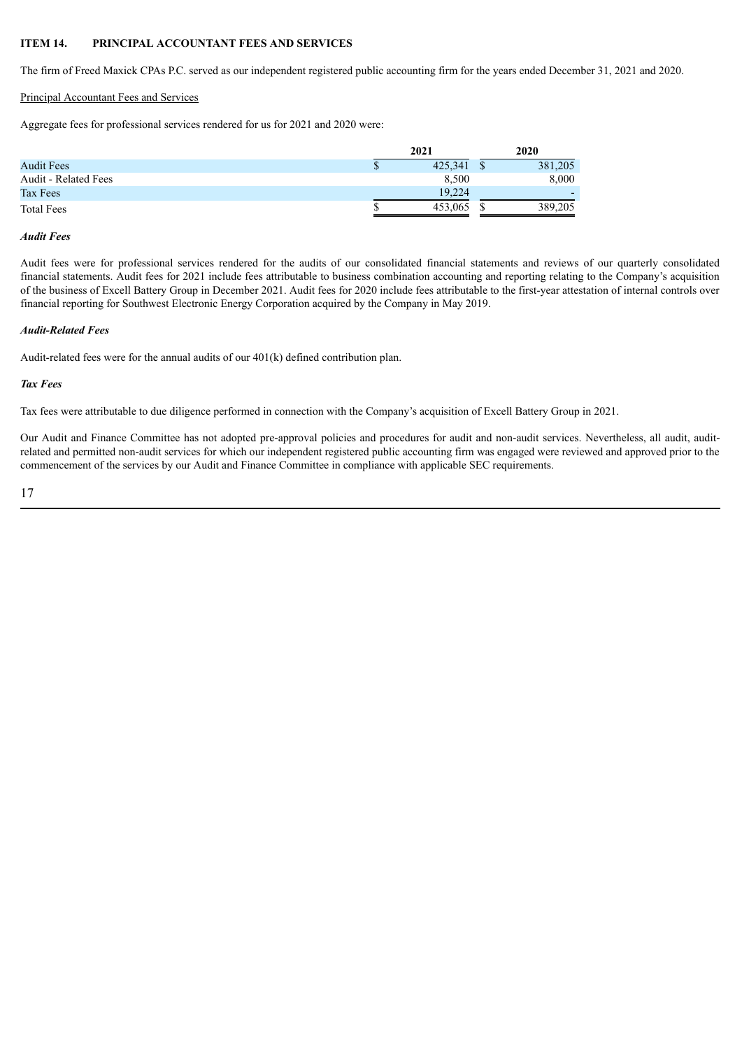**ITEM 14. PRINCIPAL ACCOUNTANT FEES AND SERVICES**

The firm of Freed Maxick CPAs P.C. served as our independent registered public accounting firm for the years ended December 31, 2021 and 2020.

Principal Accountant Fees and Services

Aggregate fees for professional services rendered for us for 2021 and 2020 were:

| | 2021 | 2020 |
|---|---|---|
| Audit Fees | $ 425,341 | $ 381,205 |
| Audit - Related Fees | 8,500 | 8,000 |
| Tax Fees | 19,224 | - |
| Total Fees | $ 453,065 | $ 389,205 |

***Audit Fees***

Audit fees were for professional services rendered for the audits of our consolidated financial statements and reviews of our quarterly consolidated financial statements. Audit fees for 2021 include fees attributable to business combination accounting and reporting relating to the Company's acquisition of the business of Excell Battery Group in December 2021. Audit fees for 2020 include fees attributable to the first-year attestation of internal controls over financial reporting for Southwest Electronic Energy Corporation acquired by the Company in May 2019.

***Audit-Related Fees***

Audit-related fees were for the annual audits of our 401(k) defined contribution plan.

***Tax Fees***

Tax fees were attributable to due diligence performed in connection with the Company's acquisition of Excell Battery Group in 2021.

Our Audit and Finance Committee has not adopted pre-approval policies and procedures for audit and non-audit services. Nevertheless, all audit, audit-related and permitted non-audit services for which our independent registered public accounting firm was engaged were reviewed and approved prior to the commencement of the services by our Audit and Finance Committee in compliance with applicable SEC requirements.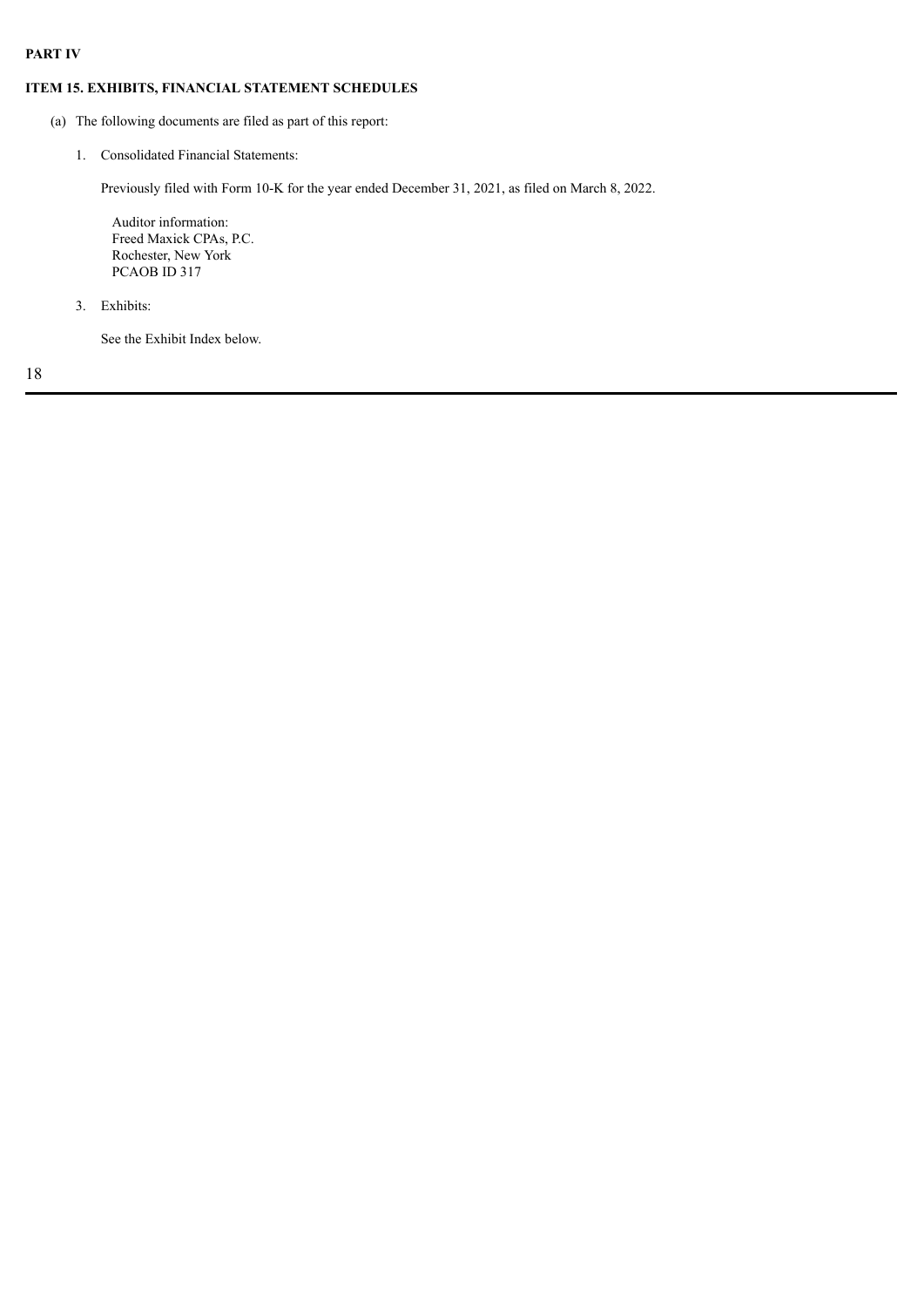**PART IV**

**ITEM 15. EXHIBITS, FINANCIAL STATEMENT SCHEDULES**

(a) The following documents are filed as part of this report:

1. Consolidated Financial Statements:

   Previously filed with Form 10-K for the year ended December 31, 2021, as filed on March 8, 2022.

   Auditor information:
   Freed Maxick CPAs, P.C.
   Rochester, New York
   PCAOB ID 317

3. Exhibits:

   See the Exhibit Index below.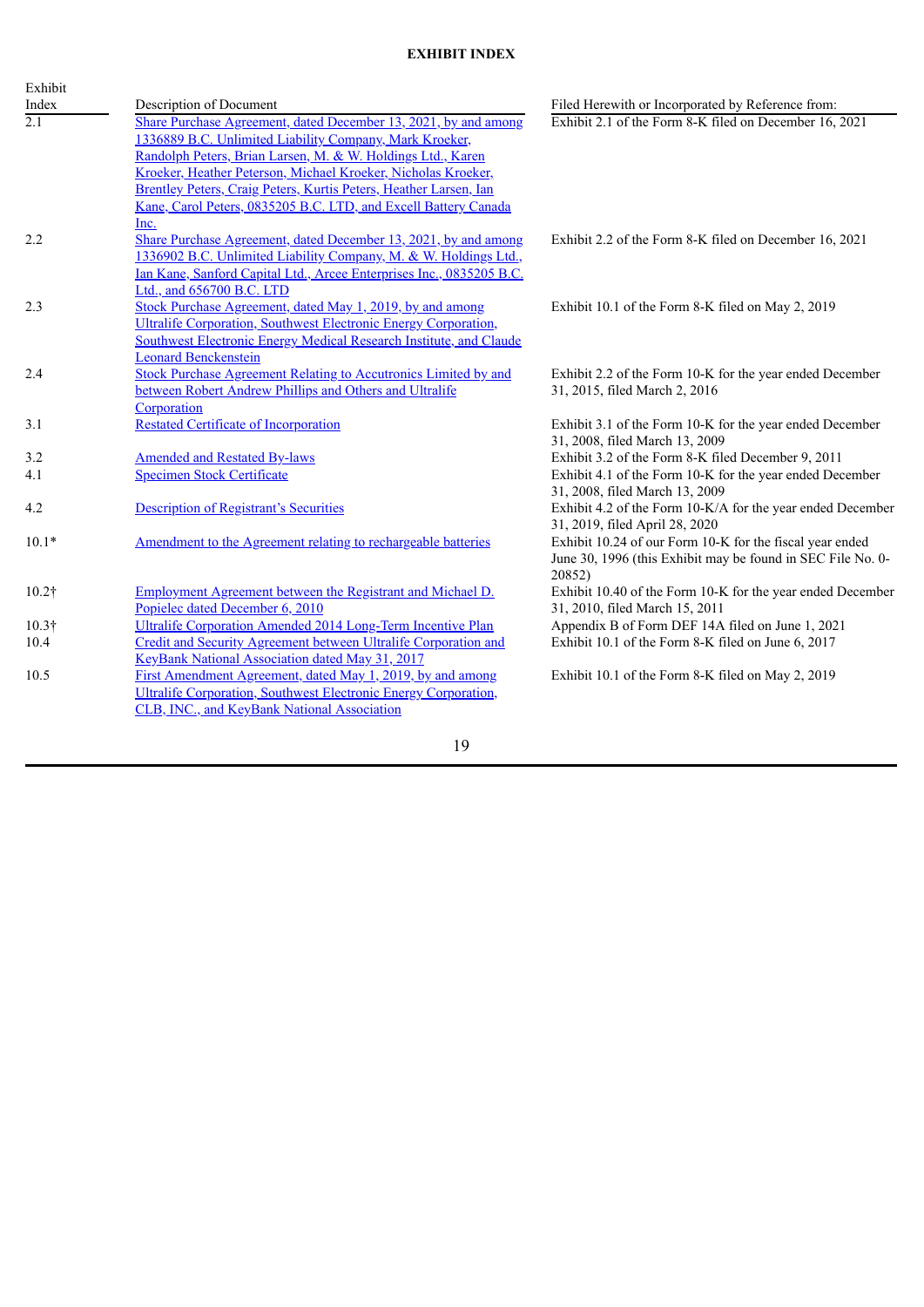## EXHIBIT INDEX

| Exhibit Index | Description of Document | Filed Herewith or Incorporated by Reference from: |
|---|---|---|
| 2.1 | Share Purchase Agreement, dated December 13, 2021, by and among 1336889 B.C. Unlimited Liability Company, Mark Kroeker, Randolph Peters, Brian Larsen, M. & W. Holdings Ltd., Karen Kroeker, Heather Peterson, Michael Kroeker, Nicholas Kroeker, Brentley Peters, Craig Peters, Kurtis Peters, Heather Larsen, Ian Kane, Carol Peters, 0835205 B.C. LTD, and Excell Battery Canada Inc. | Exhibit 2.1 of the Form 8-K filed on December 16, 2021 |
| 2.2 | Share Purchase Agreement, dated December 13, 2021, by and among 1336902 B.C. Unlimited Liability Company, M. & W. Holdings Ltd., Ian Kane, Sanford Capital Ltd., Arcee Enterprises Inc., 0835205 B.C. Ltd., and 656700 B.C. LTD | Exhibit 2.2 of the Form 8-K filed on December 16, 2021 |
| 2.3 | Stock Purchase Agreement, dated May 1, 2019, by and among Ultralife Corporation, Southwest Electronic Energy Corporation, Southwest Electronic Energy Medical Research Institute, and Claude Leonard Benckenstein | Exhibit 10.1 of the Form 8-K filed on May 2, 2019 |
| 2.4 | Stock Purchase Agreement Relating to Accutronics Limited by and between Robert Andrew Phillips and Others and Ultralife Corporation | Exhibit 2.2 of the Form 10-K for the year ended December 31, 2015, filed March 2, 2016 |
| 3.1 | Restated Certificate of Incorporation | Exhibit 3.1 of the Form 10-K for the year ended December 31, 2008, filed March 13, 2009 |
| 3.2 | Amended and Restated By-laws | Exhibit 3.2 of the Form 8-K filed December 9, 2011 |
| 4.1 | Specimen Stock Certificate | Exhibit 4.1 of the Form 10-K for the year ended December 31, 2008, filed March 13, 2009 |
| 4.2 | Description of Registrant's Securities | Exhibit 4.2 of the Form 10-K/A for the year ended December 31, 2019, filed April 28, 2020 |
| 10.1* | Amendment to the Agreement relating to rechargeable batteries | Exhibit 10.24 of our Form 10-K for the fiscal year ended June 30, 1996 (this Exhibit may be found in SEC File No. 0-20852) |
| 10.2† | Employment Agreement between the Registrant and Michael D. Popielec dated December 6, 2010 | Exhibit 10.40 of the Form 10-K for the year ended December 31, 2010, filed March 15, 2011 |
| 10.3† | Ultralife Corporation Amended 2014 Long-Term Incentive Plan | Appendix B of Form DEF 14A filed on June 1, 2021 |
| 10.4 | Credit and Security Agreement between Ultralife Corporation and KeyBank National Association dated May 31, 2017 | Exhibit 10.1 of the Form 8-K filed on June 6, 2017 |
| 10.5 | First Amendment Agreement, dated May 1, 2019, by and among Ultralife Corporation, Southwest Electronic Energy Corporation, CLB, INC., and KeyBank National Association | Exhibit 10.1 of the Form 8-K filed on May 2, 2019 |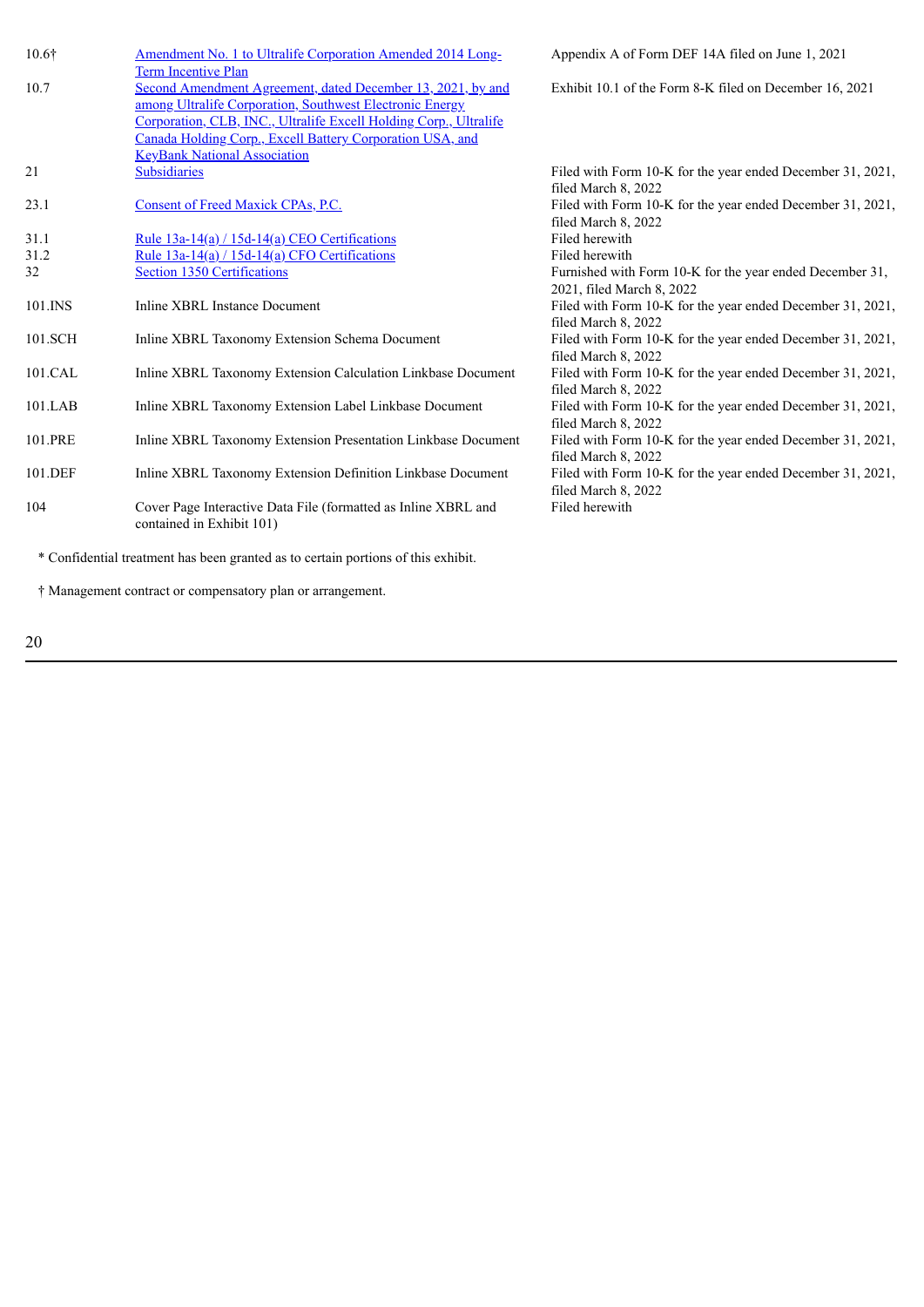| | | |
|---|---|---|
| 10.6† | Amendment No. 1 to Ultralife Corporation Amended 2014 Long-Term Incentive Plan | Appendix A of Form DEF 14A filed on June 1, 2021 |
| 10.7 | Second Amendment Agreement, dated December 13, 2021, by and among Ultralife Corporation, Southwest Electronic Energy Corporation, CLB, INC., Ultralife Excell Holding Corp., Ultralife Canada Holding Corp., Excell Battery Corporation USA, and KeyBank National Association | Exhibit 10.1 of the Form 8-K filed on December 16, 2021 |
| 21 | Subsidiaries | Filed with Form 10-K for the year ended December 31, 2021, filed March 8, 2022 |
| 23.1 | Consent of Freed Maxick CPAs, P.C. | Filed with Form 10-K for the year ended December 31, 2021, filed March 8, 2022 |
| 31.1 | Rule 13a-14(a) / 15d-14(a) CEO Certifications | Filed herewith |
| 31.2 | Rule 13a-14(a) / 15d-14(a) CFO Certifications | Filed herewith |
| 32 | Section 1350 Certifications | Furnished with Form 10-K for the year ended December 31, 2021, filed March 8, 2022 |
| 101.INS | Inline XBRL Instance Document | Filed with Form 10-K for the year ended December 31, 2021, filed March 8, 2022 |
| 101.SCH | Inline XBRL Taxonomy Extension Schema Document | Filed with Form 10-K for the year ended December 31, 2021, filed March 8, 2022 |
| 101.CAL | Inline XBRL Taxonomy Extension Calculation Linkbase Document | Filed with Form 10-K for the year ended December 31, 2021, filed March 8, 2022 |
| 101.LAB | Inline XBRL Taxonomy Extension Label Linkbase Document | Filed with Form 10-K for the year ended December 31, 2021, filed March 8, 2022 |
| 101.PRE | Inline XBRL Taxonomy Extension Presentation Linkbase Document | Filed with Form 10-K for the year ended December 31, 2021, filed March 8, 2022 |
| 101.DEF | Inline XBRL Taxonomy Extension Definition Linkbase Document | Filed with Form 10-K for the year ended December 31, 2021, filed March 8, 2022 |
| 104 | Cover Page Interactive Data File (formatted as Inline XBRL and contained in Exhibit 101) | Filed herewith |

* Confidential treatment has been granted as to certain portions of this exhibit.

† Management contract or compensatory plan or arrangement.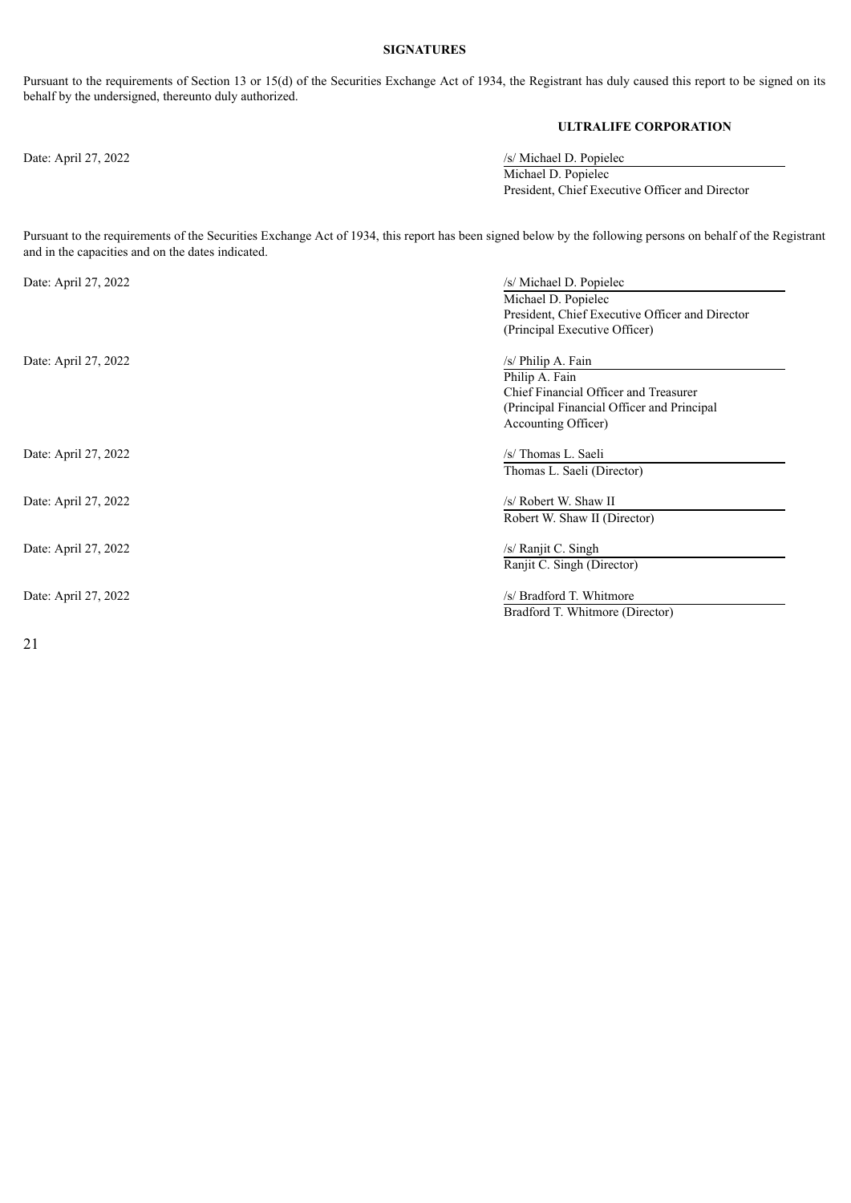**SIGNATURES**

Pursuant to the requirements of Section 13 or 15(d) of the Securities Exchange Act of 1934, the Registrant has duly caused this report to be signed on its behalf by the undersigned, thereunto duly authorized.

**ULTRALIFE CORPORATION**

Date: April 27, 2022

/s/ Michael D. Popielec
Michael D. Popielec
President, Chief Executive Officer and Director

Pursuant to the requirements of the Securities Exchange Act of 1934, this report has been signed below by the following persons on behalf of the Registrant and in the capacities and on the dates indicated.

| | |
|---|---|
| Date: April 27, 2022 | /s/ Michael D. Popielec<br>Michael D. Popielec<br>President, Chief Executive Officer and Director<br>(Principal Executive Officer) |
| Date: April 27, 2022 | /s/ Philip A. Fain<br>Philip A. Fain<br>Chief Financial Officer and Treasurer<br>(Principal Financial Officer and Principal Accounting Officer) |
| Date: April 27, 2022 | /s/ Thomas L. Saeli<br>Thomas L. Saeli (Director) |
| Date: April 27, 2022 | /s/ Robert W. Shaw II<br>Robert W. Shaw II (Director) |
| Date: April 27, 2022 | /s/ Ranjit C. Singh<br>Ranjit C. Singh (Director) |
| Date: April 27, 2022 | /s/ Bradford T. Whitmore<br>Bradford T. Whitmore (Director) |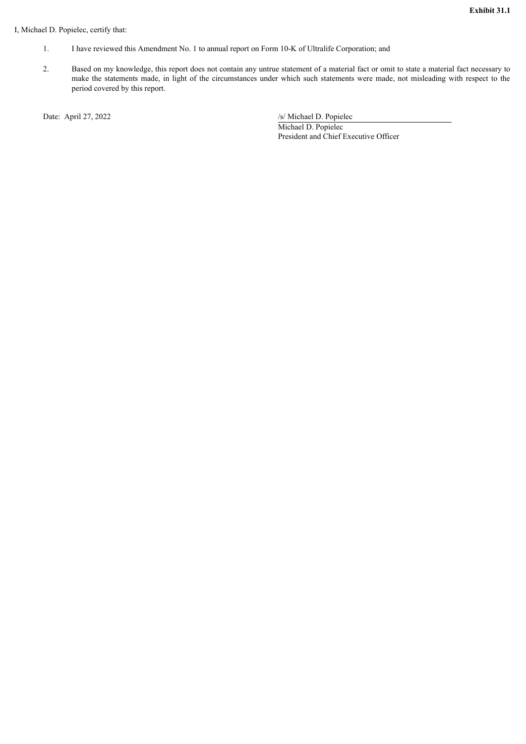**Exhibit 31.1**

I, Michael D. Popielec, certify that:

1. I have reviewed this Amendment No. 1 to annual report on Form 10-K of Ultralife Corporation; and

2. Based on my knowledge, this report does not contain any untrue statement of a material fact or omit to state a material fact necessary to make the statements made, in light of the circumstances under which such statements were made, not misleading with respect to the period covered by this report.

Date: April 27, 2022

/s/ Michael D. Popielec
Michael D. Popielec
President and Chief Executive Officer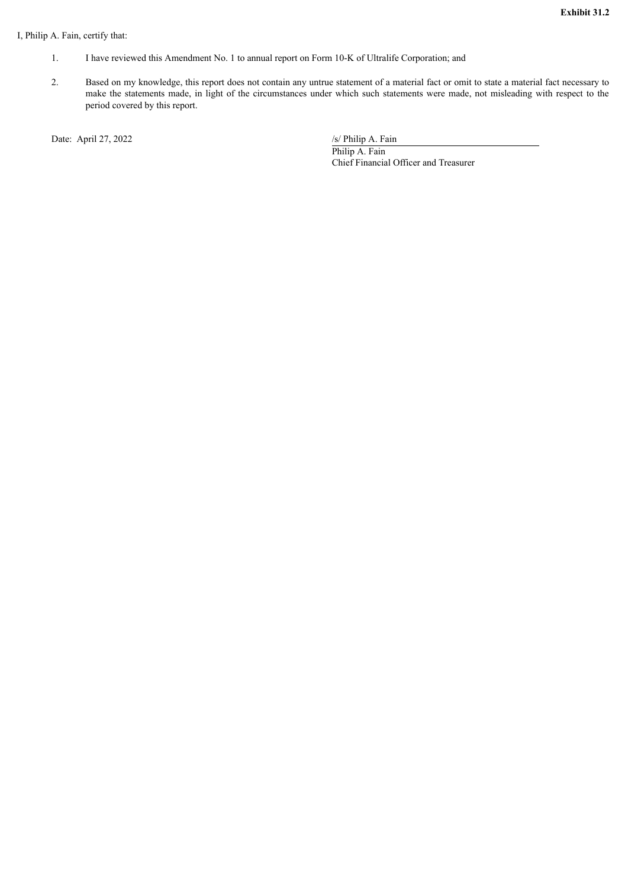**Exhibit 31.2**

I, Philip A. Fain, certify that:

1. I have reviewed this Amendment No. 1 to annual report on Form 10-K of Ultralife Corporation; and

2. Based on my knowledge, this report does not contain any untrue statement of a material fact or omit to state a material fact necessary to make the statements made, in light of the circumstances under which such statements were made, not misleading with respect to the period covered by this report.

Date: April 27, 2022

/s/ Philip A. Fain
Philip A. Fain
Chief Financial Officer and Treasurer